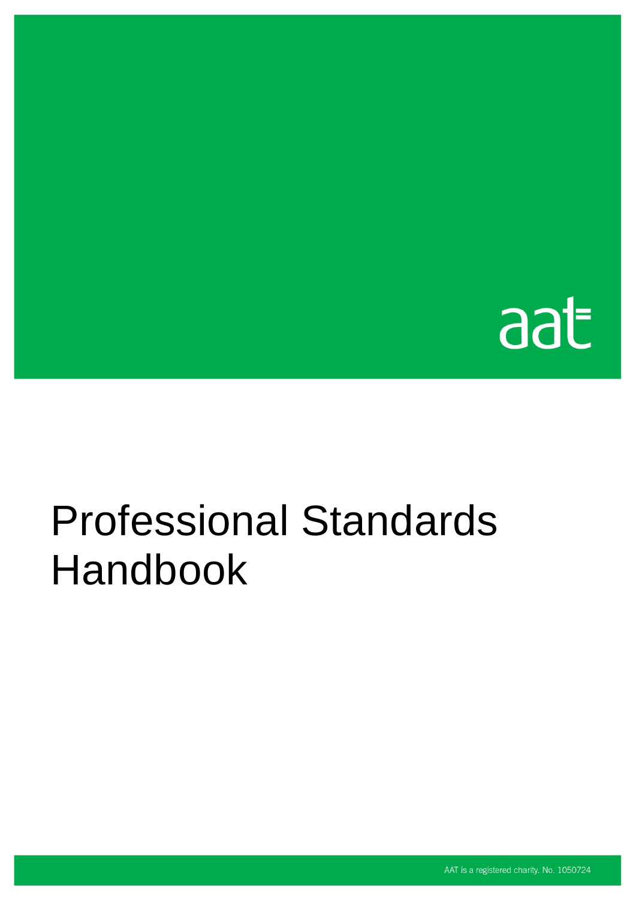aat

# Professional Standards Handbook

AAT is a registered charity. No. 1050724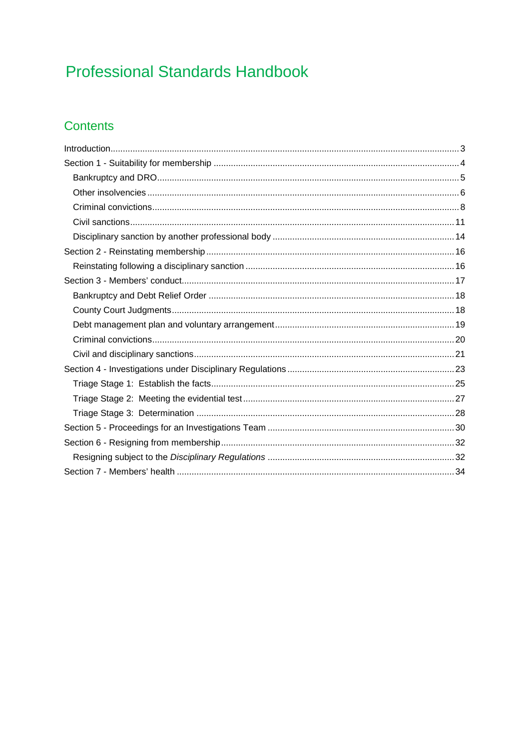# Professional Standards Handbook

## Contents

- Introduction ... 3
- Section 1 - Suitability for membership ... 4
  - Bankruptcy and DRO ... 5
  - Other insolvencies ... 6
  - Criminal convictions ... 8
  - Civil sanctions ... 11
  - Disciplinary sanction by another professional body ... 14
- Section 2 - Reinstating membership ... 16
  - Reinstating following a disciplinary sanction ... 16
- Section 3 - Members' conduct ... 17
  - Bankruptcy and Debt Relief Order ... 18
  - County Court Judgments ... 18
  - Debt management plan and voluntary arrangement ... 19
  - Criminal convictions ... 20
  - Civil and disciplinary sanctions ... 21
- Section 4 - Investigations under Disciplinary Regulations ... 23
  - Triage Stage 1: Establish the facts ... 25
  - Triage Stage 2: Meeting the evidential test ... 27
  - Triage Stage 3: Determination ... 28
- Section 5 - Proceedings for an Investigations Team ... 30
- Section 6 - Resigning from membership ... 32
  - Resigning subject to the *Disciplinary Regulations* ... 32
- Section 7 - Members' health ... 34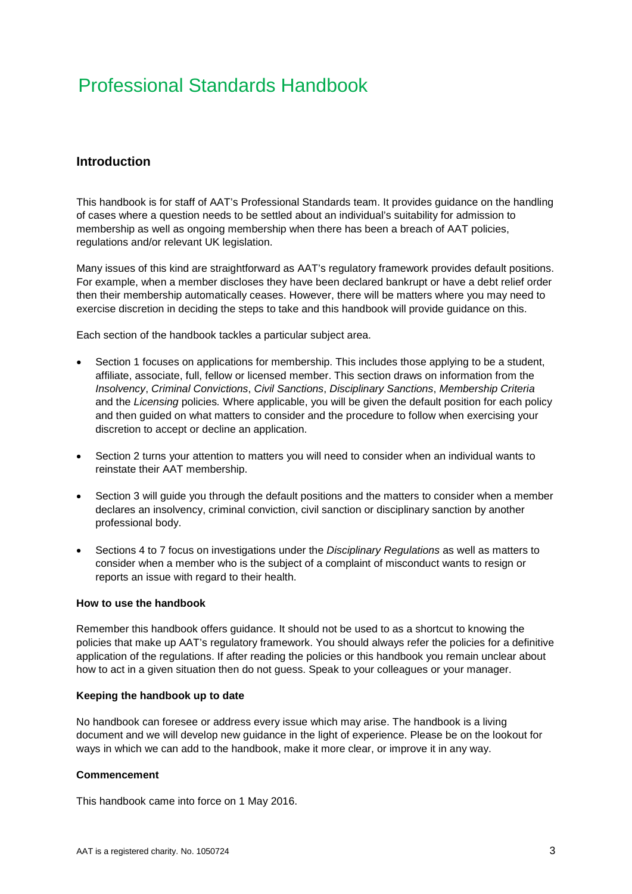# Professional Standards Handbook

## Introduction

This handbook is for staff of AAT's Professional Standards team. It provides guidance on the handling of cases where a question needs to be settled about an individual's suitability for admission to membership as well as ongoing membership when there has been a breach of AAT policies, regulations and/or relevant UK legislation.

Many issues of this kind are straightforward as AAT's regulatory framework provides default positions. For example, when a member discloses they have been declared bankrupt or have a debt relief order then their membership automatically ceases. However, there will be matters where you may need to exercise discretion in deciding the steps to take and this handbook will provide guidance on this.

Each section of the handbook tackles a particular subject area.

- Section 1 focuses on applications for membership. This includes those applying to be a student, affiliate, associate, full, fellow or licensed member. This section draws on information from the *Insolvency*, *Criminal Convictions*, *Civil Sanctions*, *Disciplinary Sanctions*, *Membership Criteria* and the *Licensing* policies. Where applicable, you will be given the default position for each policy and then guided on what matters to consider and the procedure to follow when exercising your discretion to accept or decline an application.

- Section 2 turns your attention to matters you will need to consider when an individual wants to reinstate their AAT membership.

- Section 3 will guide you through the default positions and the matters to consider when a member declares an insolvency, criminal conviction, civil sanction or disciplinary sanction by another professional body.

- Sections 4 to 7 focus on investigations under the *Disciplinary Regulations* as well as matters to consider when a member who is the subject of a complaint of misconduct wants to resign or reports an issue with regard to their health.

**How to use the handbook**

Remember this handbook offers guidance. It should not be used to as a shortcut to knowing the policies that make up AAT's regulatory framework. You should always refer the policies for a definitive application of the regulations. If after reading the policies or this handbook you remain unclear about how to act in a given situation then do not guess. Speak to your colleagues or your manager.

**Keeping the handbook up to date**

No handbook can foresee or address every issue which may arise. The handbook is a living document and we will develop new guidance in the light of experience. Please be on the lookout for ways in which we can add to the handbook, make it more clear, or improve it in any way.

**Commencement**

This handbook came into force on 1 May 2016.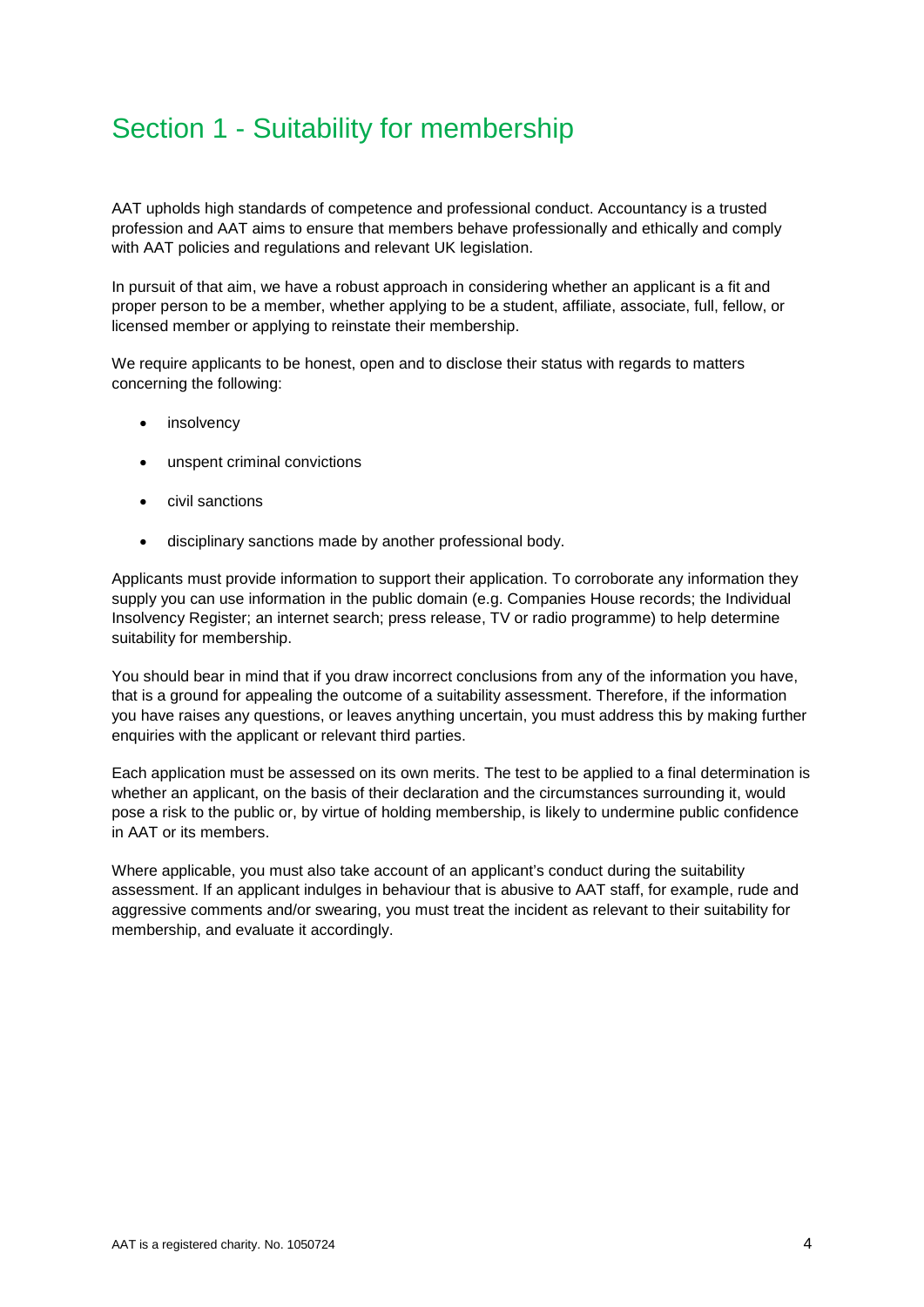# Section 1 - Suitability for membership

AAT upholds high standards of competence and professional conduct. Accountancy is a trusted profession and AAT aims to ensure that members behave professionally and ethically and comply with AAT policies and regulations and relevant UK legislation.

In pursuit of that aim, we have a robust approach in considering whether an applicant is a fit and proper person to be a member, whether applying to be a student, affiliate, associate, full, fellow, or licensed member or applying to reinstate their membership.

We require applicants to be honest, open and to disclose their status with regards to matters concerning the following:

- insolvency
- unspent criminal convictions
- civil sanctions
- disciplinary sanctions made by another professional body.

Applicants must provide information to support their application. To corroborate any information they supply you can use information in the public domain (e.g. Companies House records; the Individual Insolvency Register; an internet search; press release, TV or radio programme) to help determine suitability for membership.

You should bear in mind that if you draw incorrect conclusions from any of the information you have, that is a ground for appealing the outcome of a suitability assessment. Therefore, if the information you have raises any questions, or leaves anything uncertain, you must address this by making further enquiries with the applicant or relevant third parties.

Each application must be assessed on its own merits. The test to be applied to a final determination is whether an applicant, on the basis of their declaration and the circumstances surrounding it, would pose a risk to the public or, by virtue of holding membership, is likely to undermine public confidence in AAT or its members.

Where applicable, you must also take account of an applicant's conduct during the suitability assessment. If an applicant indulges in behaviour that is abusive to AAT staff, for example, rude and aggressive comments and/or swearing, you must treat the incident as relevant to their suitability for membership, and evaluate it accordingly.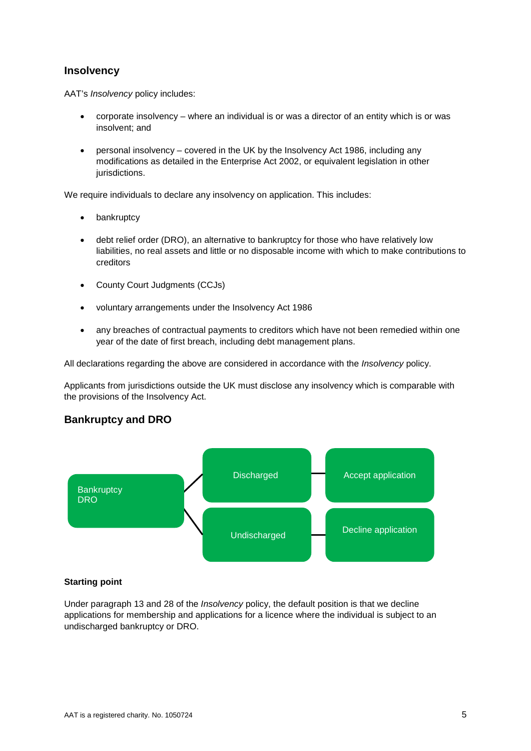## Insolvency

AAT's *Insolvency* policy includes:

- corporate insolvency – where an individual is or was a director of an entity which is or was insolvent; and
- personal insolvency – covered in the UK by the Insolvency Act 1986, including any modifications as detailed in the Enterprise Act 2002, or equivalent legislation in other jurisdictions.

We require individuals to declare any insolvency on application. This includes:

- bankruptcy
- debt relief order (DRO), an alternative to bankruptcy for those who have relatively low liabilities, no real assets and little or no disposable income with which to make contributions to creditors
- County Court Judgments (CCJs)
- voluntary arrangements under the Insolvency Act 1986
- any breaches of contractual payments to creditors which have not been remedied within one year of the date of first breach, including debt management plans.

All declarations regarding the above are considered in accordance with the *Insolvency* policy.

Applicants from jurisdictions outside the UK must disclose any insolvency which is comparable with the provisions of the Insolvency Act.

## Bankruptcy and DRO

Bankruptcy / DRO → Discharged → Accept application

Bankruptcy / DRO → Undischarged → Decline application

**Starting point**

Under paragraph 13 and 28 of the *Insolvency* policy, the default position is that we decline applications for membership and applications for a licence where the individual is subject to an undischarged bankruptcy or DRO.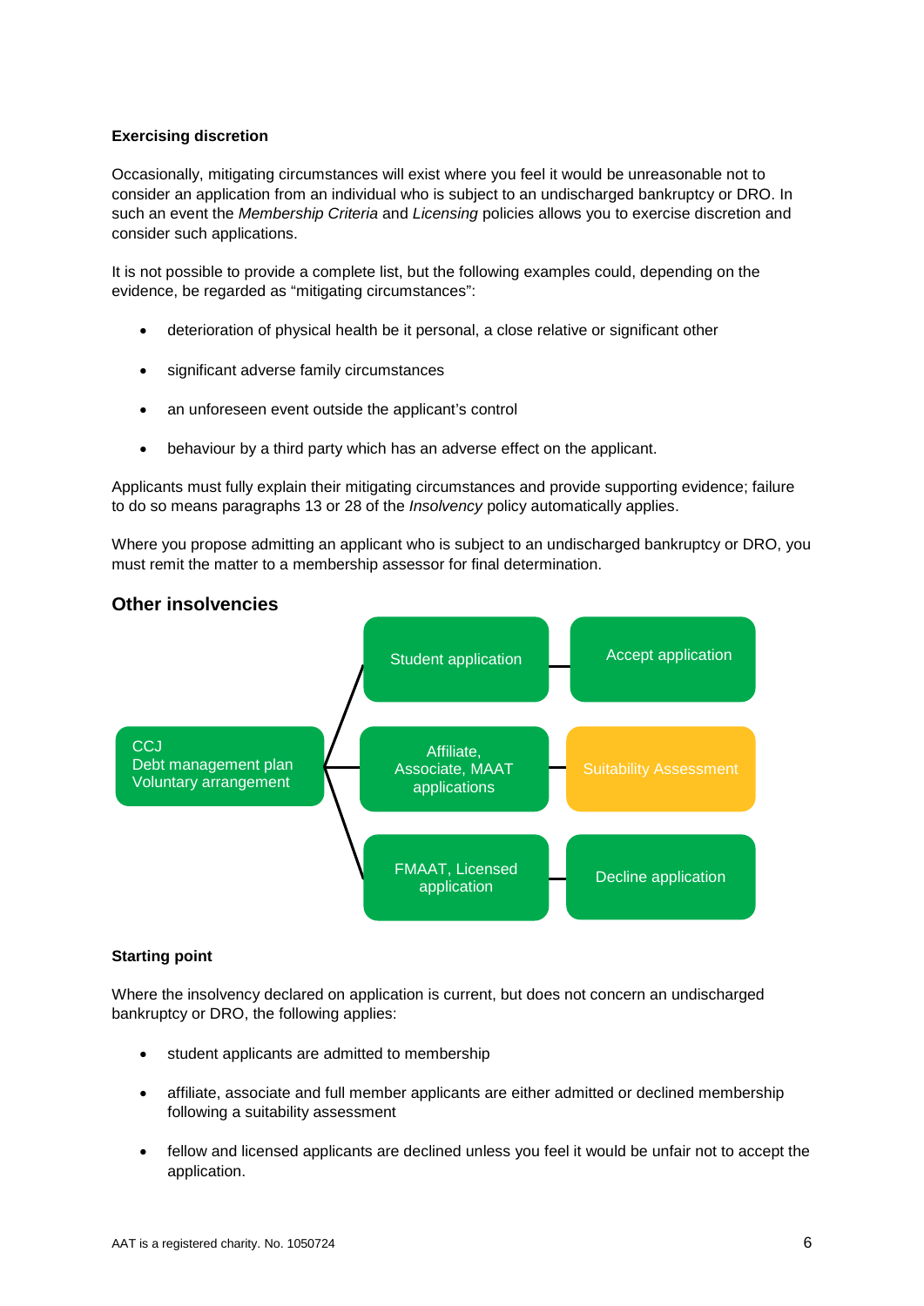**Exercising discretion**

Occasionally, mitigating circumstances will exist where you feel it would be unreasonable not to consider an application from an individual who is subject to an undischarged bankruptcy or DRO. In such an event the *Membership Criteria* and *Licensing* policies allows you to exercise discretion and consider such applications.

It is not possible to provide a complete list, but the following examples could, depending on the evidence, be regarded as "mitigating circumstances":

- deterioration of physical health be it personal, a close relative or significant other
- significant adverse family circumstances
- an unforeseen event outside the applicant's control
- behaviour by a third party which has an adverse effect on the applicant.

Applicants must fully explain their mitigating circumstances and provide supporting evidence; failure to do so means paragraphs 13 or 28 of the *Insolvency* policy automatically applies.

Where you propose admitting an applicant who is subject to an undischarged bankruptcy or DRO, you must remit the matter to a membership assessor for final determination.

## Other insolvencies

CCJ
Debt management plan
Voluntary arrangement

- Student application → Accept application
- Affiliate, Associate, MAAT applications → Suitability Assessment
- FMAAT, Licensed application → Decline application

**Starting point**

Where the insolvency declared on application is current, but does not concern an undischarged bankruptcy or DRO, the following applies:

- student applicants are admitted to membership
- affiliate, associate and full member applicants are either admitted or declined membership following a suitability assessment
- fellow and licensed applicants are declined unless you feel it would be unfair not to accept the application.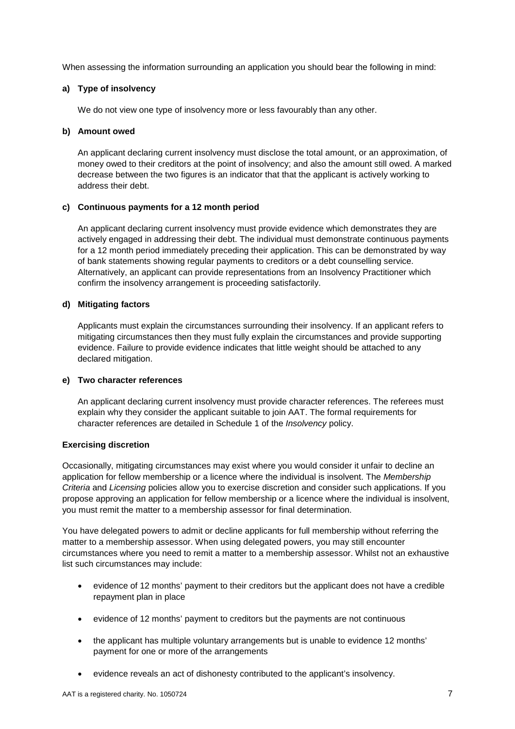When assessing the information surrounding an application you should bear the following in mind:

**a) Type of insolvency**

We do not view one type of insolvency more or less favourably than any other.

**b) Amount owed**

An applicant declaring current insolvency must disclose the total amount, or an approximation, of money owed to their creditors at the point of insolvency; and also the amount still owed. A marked decrease between the two figures is an indicator that that the applicant is actively working to address their debt.

**c) Continuous payments for a 12 month period**

An applicant declaring current insolvency must provide evidence which demonstrates they are actively engaged in addressing their debt. The individual must demonstrate continuous payments for a 12 month period immediately preceding their application. This can be demonstrated by way of bank statements showing regular payments to creditors or a debt counselling service. Alternatively, an applicant can provide representations from an Insolvency Practitioner which confirm the insolvency arrangement is proceeding satisfactorily.

**d) Mitigating factors**

Applicants must explain the circumstances surrounding their insolvency. If an applicant refers to mitigating circumstances then they must fully explain the circumstances and provide supporting evidence. Failure to provide evidence indicates that little weight should be attached to any declared mitigation.

**e) Two character references**

An applicant declaring current insolvency must provide character references. The referees must explain why they consider the applicant suitable to join AAT. The formal requirements for character references are detailed in Schedule 1 of the *Insolvency* policy.

**Exercising discretion**

Occasionally, mitigating circumstances may exist where you would consider it unfair to decline an application for fellow membership or a licence where the individual is insolvent. The *Membership Criteria* and *Licensing* policies allow you to exercise discretion and consider such applications. If you propose approving an application for fellow membership or a licence where the individual is insolvent, you must remit the matter to a membership assessor for final determination.

You have delegated powers to admit or decline applicants for full membership without referring the matter to a membership assessor. When using delegated powers, you may still encounter circumstances where you need to remit a matter to a membership assessor. Whilst not an exhaustive list such circumstances may include:

- evidence of 12 months' payment to their creditors but the applicant does not have a credible repayment plan in place
- evidence of 12 months' payment to creditors but the payments are not continuous
- the applicant has multiple voluntary arrangements but is unable to evidence 12 months' payment for one or more of the arrangements
- evidence reveals an act of dishonesty contributed to the applicant's insolvency.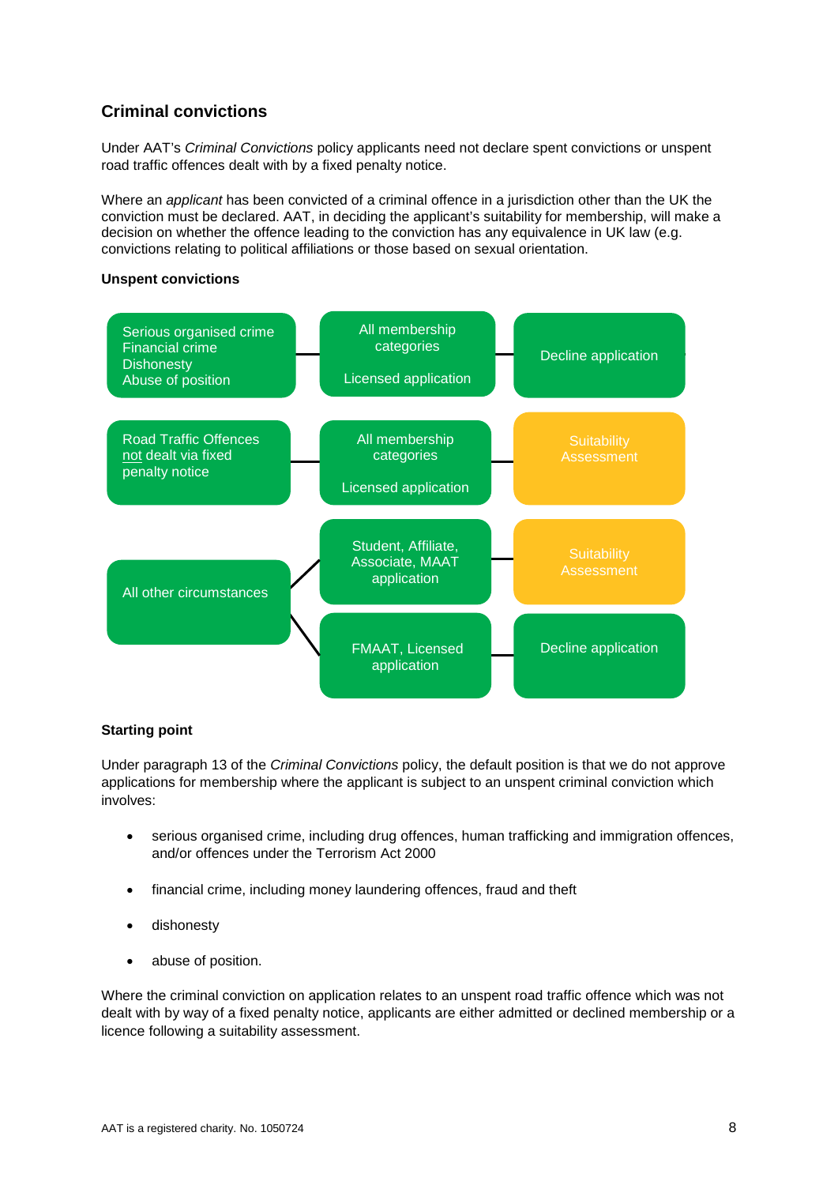## Criminal convictions

Under AAT's *Criminal Convictions* policy applicants need not declare spent convictions or unspent road traffic offences dealt with by a fixed penalty notice.

Where an *applicant* has been convicted of a criminal offence in a jurisdiction other than the UK the conviction must be declared. AAT, in deciding the applicant's suitability for membership, will make a decision on whether the offence leading to the conviction has any equivalence in UK law (e.g. convictions relating to political affiliations or those based on sexual orientation.

**Unspent convictions**

| Conviction | Application | Outcome |
| --- | --- | --- |
| Serious organised crime<br>Financial crime<br>Dishonesty<br>Abuse of position | All membership categories<br><br>Licensed application | Decline application |
| Road Traffic Offences not dealt via fixed penalty notice | All membership categories<br><br>Licensed application | Suitability Assessment |
| All other circumstances | Student, Affiliate, Associate, MAAT application | Suitability Assessment |
| | FMAAT, Licensed application | Decline application |

**Starting point**

Under paragraph 13 of the *Criminal Convictions* policy, the default position is that we do not approve applications for membership where the applicant is subject to an unspent criminal conviction which involves:

- serious organised crime, including drug offences, human trafficking and immigration offences, and/or offences under the Terrorism Act 2000
- financial crime, including money laundering offences, fraud and theft
- dishonesty
- abuse of position.

Where the criminal conviction on application relates to an unspent road traffic offence which was not dealt with by way of a fixed penalty notice, applicants are either admitted or declined membership or a licence following a suitability assessment.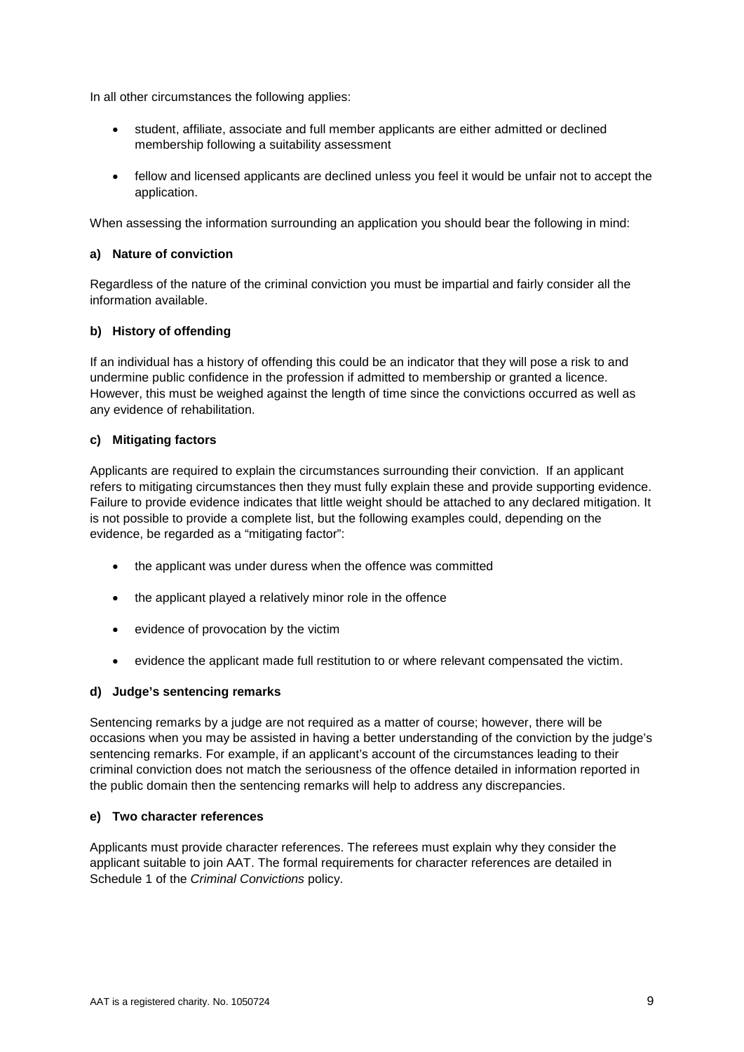In all other circumstances the following applies:

- student, affiliate, associate and full member applicants are either admitted or declined membership following a suitability assessment
- fellow and licensed applicants are declined unless you feel it would be unfair not to accept the application.

When assessing the information surrounding an application you should bear the following in mind:

**a) Nature of conviction**

Regardless of the nature of the criminal conviction you must be impartial and fairly consider all the information available.

**b) History of offending**

If an individual has a history of offending this could be an indicator that they will pose a risk to and undermine public confidence in the profession if admitted to membership or granted a licence. However, this must be weighed against the length of time since the convictions occurred as well as any evidence of rehabilitation.

**c) Mitigating factors**

Applicants are required to explain the circumstances surrounding their conviction. If an applicant refers to mitigating circumstances then they must fully explain these and provide supporting evidence. Failure to provide evidence indicates that little weight should be attached to any declared mitigation. It is not possible to provide a complete list, but the following examples could, depending on the evidence, be regarded as a "mitigating factor":

- the applicant was under duress when the offence was committed
- the applicant played a relatively minor role in the offence
- evidence of provocation by the victim
- evidence the applicant made full restitution to or where relevant compensated the victim.

**d) Judge's sentencing remarks**

Sentencing remarks by a judge are not required as a matter of course; however, there will be occasions when you may be assisted in having a better understanding of the conviction by the judge's sentencing remarks. For example, if an applicant's account of the circumstances leading to their criminal conviction does not match the seriousness of the offence detailed in information reported in the public domain then the sentencing remarks will help to address any discrepancies.

**e) Two character references**

Applicants must provide character references. The referees must explain why they consider the applicant suitable to join AAT. The formal requirements for character references are detailed in Schedule 1 of the *Criminal Convictions* policy.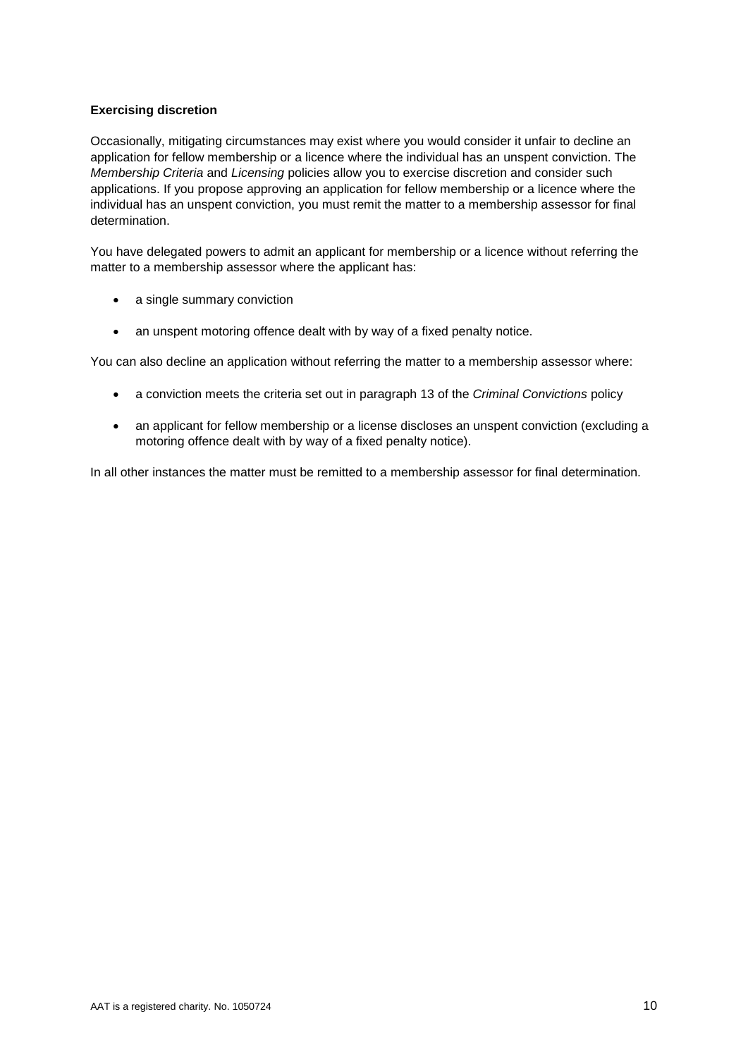**Exercising discretion**

Occasionally, mitigating circumstances may exist where you would consider it unfair to decline an application for fellow membership or a licence where the individual has an unspent conviction. The *Membership Criteria* and *Licensing* policies allow you to exercise discretion and consider such applications. If you propose approving an application for fellow membership or a licence where the individual has an unspent conviction, you must remit the matter to a membership assessor for final determination.

You have delegated powers to admit an applicant for membership or a licence without referring the matter to a membership assessor where the applicant has:

- a single summary conviction
- an unspent motoring offence dealt with by way of a fixed penalty notice.

You can also decline an application without referring the matter to a membership assessor where:

- a conviction meets the criteria set out in paragraph 13 of the *Criminal Convictions* policy
- an applicant for fellow membership or a license discloses an unspent conviction (excluding a motoring offence dealt with by way of a fixed penalty notice).

In all other instances the matter must be remitted to a membership assessor for final determination.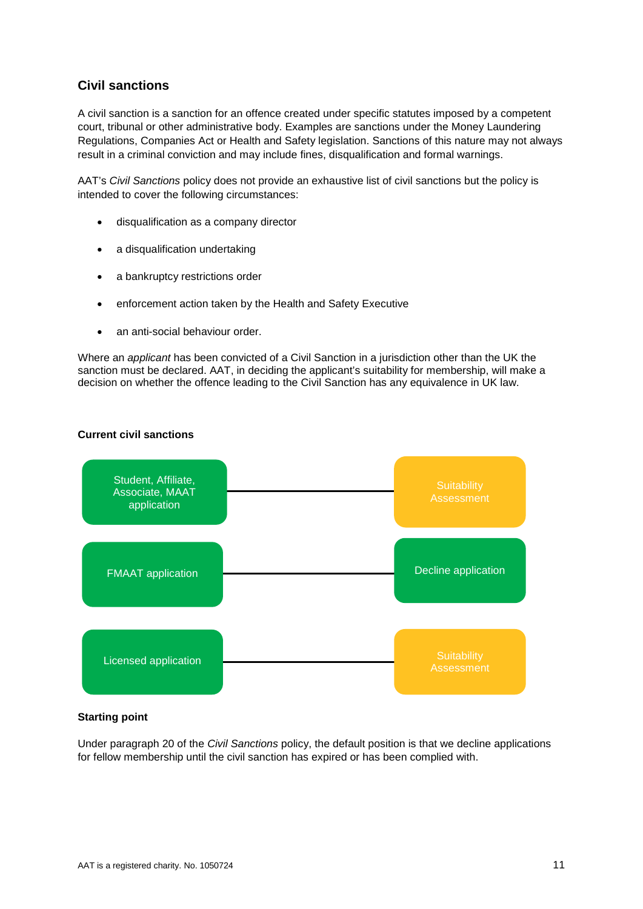## Civil sanctions

A civil sanction is a sanction for an offence created under specific statutes imposed by a competent court, tribunal or other administrative body. Examples are sanctions under the Money Laundering Regulations, Companies Act or Health and Safety legislation. Sanctions of this nature may not always result in a criminal conviction and may include fines, disqualification and formal warnings.

AAT's *Civil Sanctions* policy does not provide an exhaustive list of civil sanctions but the policy is intended to cover the following circumstances:

- disqualification as a company director
- a disqualification undertaking
- a bankruptcy restrictions order
- enforcement action taken by the Health and Safety Executive
- an anti-social behaviour order.

Where an *applicant* has been convicted of a Civil Sanction in a jurisdiction other than the UK the sanction must be declared. AAT, in deciding the applicant's suitability for membership, will make a decision on whether the offence leading to the Civil Sanction has any equivalence in UK law.

**Current civil sanctions**

| Application | Outcome |
| --- | --- |
| Student, Affiliate, Associate, MAAT application | Suitability Assessment |
| FMAAT application | Decline application |
| Licensed application | Suitability Assessment |

**Starting point**

Under paragraph 20 of the *Civil Sanctions* policy, the default position is that we decline applications for fellow membership until the civil sanction has expired or has been complied with.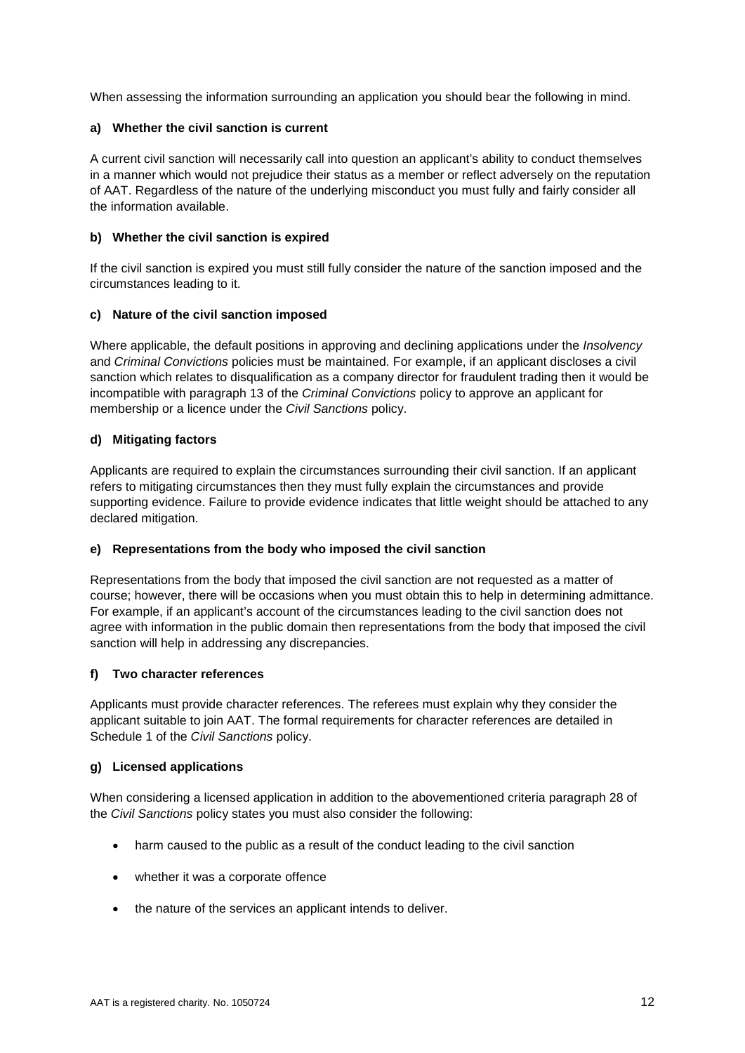When assessing the information surrounding an application you should bear the following in mind.

**a) Whether the civil sanction is current**

A current civil sanction will necessarily call into question an applicant's ability to conduct themselves in a manner which would not prejudice their status as a member or reflect adversely on the reputation of AAT. Regardless of the nature of the underlying misconduct you must fully and fairly consider all the information available.

**b) Whether the civil sanction is expired**

If the civil sanction is expired you must still fully consider the nature of the sanction imposed and the circumstances leading to it.

**c) Nature of the civil sanction imposed**

Where applicable, the default positions in approving and declining applications under the *Insolvency* and *Criminal Convictions* policies must be maintained. For example, if an applicant discloses a civil sanction which relates to disqualification as a company director for fraudulent trading then it would be incompatible with paragraph 13 of the *Criminal Convictions* policy to approve an applicant for membership or a licence under the *Civil Sanctions* policy.

**d) Mitigating factors**

Applicants are required to explain the circumstances surrounding their civil sanction. If an applicant refers to mitigating circumstances then they must fully explain the circumstances and provide supporting evidence. Failure to provide evidence indicates that little weight should be attached to any declared mitigation.

**e) Representations from the body who imposed the civil sanction**

Representations from the body that imposed the civil sanction are not requested as a matter of course; however, there will be occasions when you must obtain this to help in determining admittance. For example, if an applicant's account of the circumstances leading to the civil sanction does not agree with information in the public domain then representations from the body that imposed the civil sanction will help in addressing any discrepancies.

**f) Two character references**

Applicants must provide character references. The referees must explain why they consider the applicant suitable to join AAT. The formal requirements for character references are detailed in Schedule 1 of the *Civil Sanctions* policy.

**g) Licensed applications**

When considering a licensed application in addition to the abovementioned criteria paragraph 28 of the *Civil Sanctions* policy states you must also consider the following:

- harm caused to the public as a result of the conduct leading to the civil sanction
- whether it was a corporate offence
- the nature of the services an applicant intends to deliver.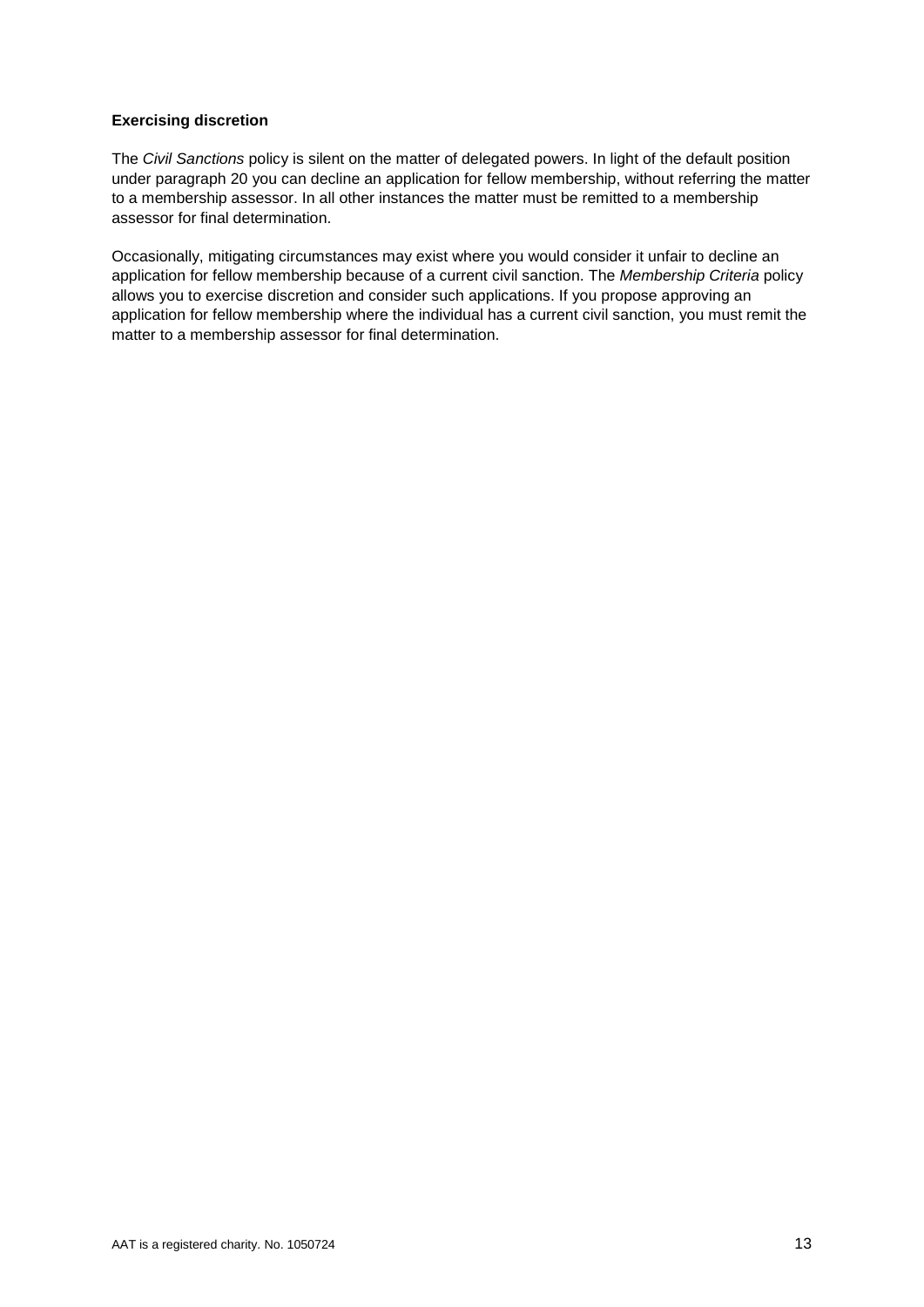**Exercising discretion**

The *Civil Sanctions* policy is silent on the matter of delegated powers. In light of the default position under paragraph 20 you can decline an application for fellow membership, without referring the matter to a membership assessor. In all other instances the matter must be remitted to a membership assessor for final determination.

Occasionally, mitigating circumstances may exist where you would consider it unfair to decline an application for fellow membership because of a current civil sanction. The *Membership Criteria* policy allows you to exercise discretion and consider such applications. If you propose approving an application for fellow membership where the individual has a current civil sanction, you must remit the matter to a membership assessor for final determination.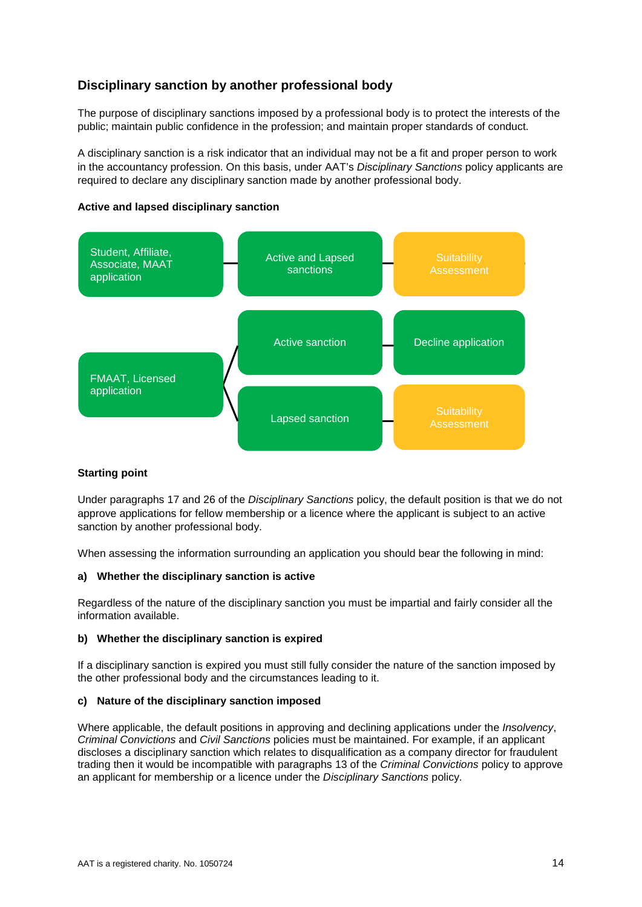## Disciplinary sanction by another professional body

The purpose of disciplinary sanctions imposed by a professional body is to protect the interests of the public; maintain public confidence in the profession; and maintain proper standards of conduct.

A disciplinary sanction is a risk indicator that an individual may not be a fit and proper person to work in the accountancy profession. On this basis, under AAT's *Disciplinary Sanctions* policy applicants are required to declare any disciplinary sanction made by another professional body.

**Active and lapsed disciplinary sanction**

Student, Affiliate, Associate, MAAT application → Active and Lapsed sanctions → Suitability Assessment

FMAAT, Licensed application → Active sanction → Decline application

FMAAT, Licensed application → Lapsed sanction → Suitability Assessment

**Starting point**

Under paragraphs 17 and 26 of the *Disciplinary Sanctions* policy, the default position is that we do not approve applications for fellow membership or a licence where the applicant is subject to an active sanction by another professional body.

When assessing the information surrounding an application you should bear the following in mind:

**a) Whether the disciplinary sanction is active**

Regardless of the nature of the disciplinary sanction you must be impartial and fairly consider all the information available.

**b) Whether the disciplinary sanction is expired**

If a disciplinary sanction is expired you must still fully consider the nature of the sanction imposed by the other professional body and the circumstances leading to it.

**c) Nature of the disciplinary sanction imposed**

Where applicable, the default positions in approving and declining applications under the *Insolvency*, *Criminal Convictions* and *Civil Sanctions* policies must be maintained. For example, if an applicant discloses a disciplinary sanction which relates to disqualification as a company director for fraudulent trading then it would be incompatible with paragraphs 13 of the *Criminal Convictions* policy to approve an applicant for membership or a licence under the *Disciplinary Sanctions* policy.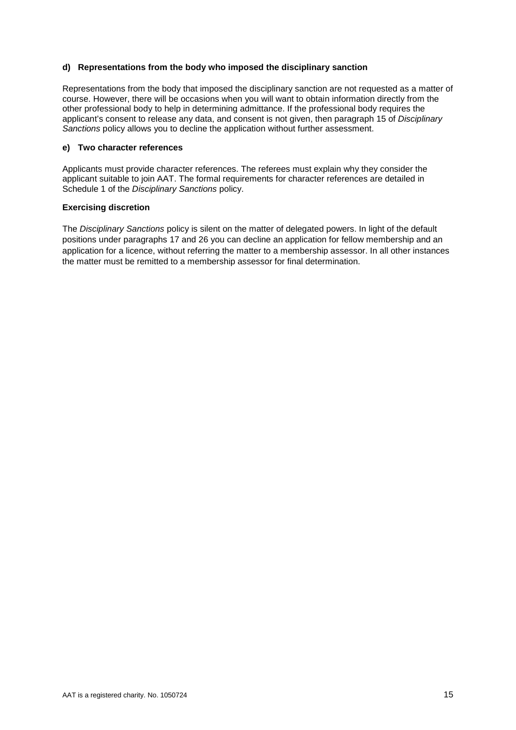#### d) Representations from the body who imposed the disciplinary sanction

Representations from the body that imposed the disciplinary sanction are not requested as a matter of course. However, there will be occasions when you will want to obtain information directly from the other professional body to help in determining admittance. If the professional body requires the applicant's consent to release any data, and consent is not given, then paragraph 15 of *Disciplinary Sanctions* policy allows you to decline the application without further assessment.

#### e) Two character references

Applicants must provide character references. The referees must explain why they consider the applicant suitable to join AAT. The formal requirements for character references are detailed in Schedule 1 of the *Disciplinary Sanctions* policy.

#### Exercising discretion

The *Disciplinary Sanctions* policy is silent on the matter of delegated powers. In light of the default positions under paragraphs 17 and 26 you can decline an application for fellow membership and an application for a licence, without referring the matter to a membership assessor. In all other instances the matter must be remitted to a membership assessor for final determination.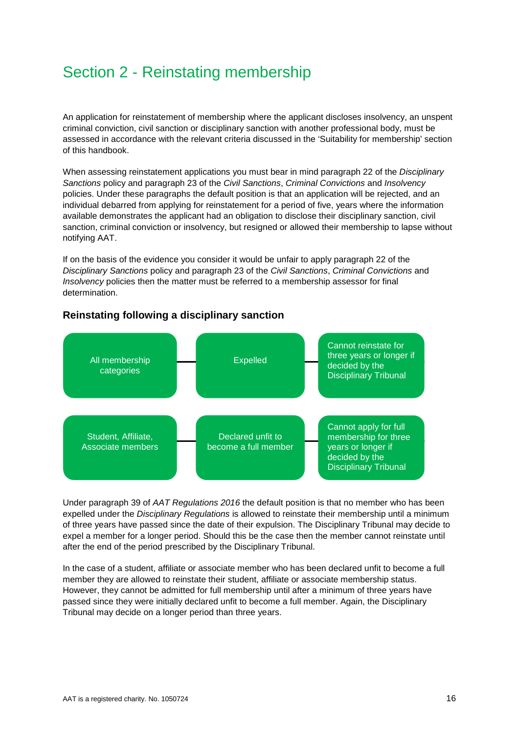# Section 2 - Reinstating membership

An application for reinstatement of membership where the applicant discloses insolvency, an unspent criminal conviction, civil sanction or disciplinary sanction with another professional body, must be assessed in accordance with the relevant criteria discussed in the 'Suitability for membership' section of this handbook.

When assessing reinstatement applications you must bear in mind paragraph 22 of the *Disciplinary Sanctions* policy and paragraph 23 of the *Civil Sanctions*, *Criminal Convictions* and *Insolvency* policies. Under these paragraphs the default position is that an application will be rejected, and an individual debarred from applying for reinstatement for a period of five, years where the information available demonstrates the applicant had an obligation to disclose their disciplinary sanction, civil sanction, criminal conviction or insolvency, but resigned or allowed their membership to lapse without notifying AAT.

If on the basis of the evidence you consider it would be unfair to apply paragraph 22 of the *Disciplinary Sanctions* policy and paragraph 23 of the *Civil Sanctions*, *Criminal Convictions* and *Insolvency* policies then the matter must be referred to a membership assessor for final determination.

### Reinstating following a disciplinary sanction

| Membership category | Sanction | Outcome |
| --- | --- | --- |
| All membership categories | Expelled | Cannot reinstate for three years or longer if decided by the Disciplinary Tribunal |
| Student, Affiliate, Associate members | Declared unfit to become a full member | Cannot apply for full membership for three years or longer if decided by the Disciplinary Tribunal |

Under paragraph 39 of *AAT Regulations 2016* the default position is that no member who has been expelled under the *Disciplinary Regulations* is allowed to reinstate their membership until a minimum of three years have passed since the date of their expulsion. The Disciplinary Tribunal may decide to expel a member for a longer period. Should this be the case then the member cannot reinstate until after the end of the period prescribed by the Disciplinary Tribunal.

In the case of a student, affiliate or associate member who has been declared unfit to become a full member they are allowed to reinstate their student, affiliate or associate membership status. However, they cannot be admitted for full membership until after a minimum of three years have passed since they were initially declared unfit to become a full member. Again, the Disciplinary Tribunal may decide on a longer period than three years.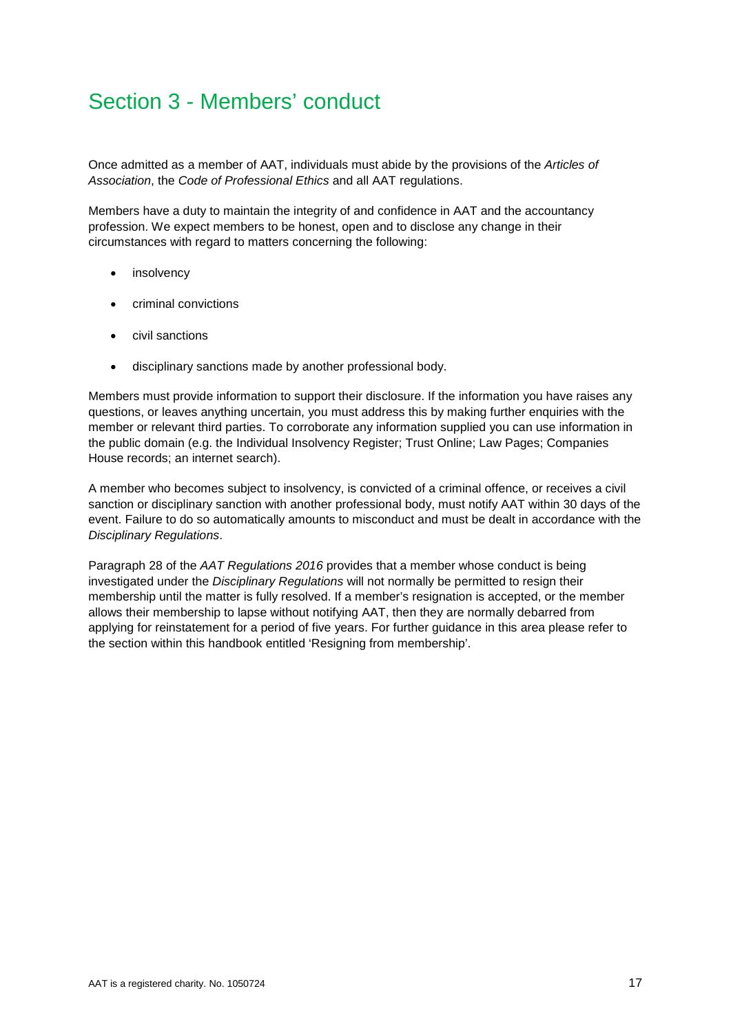# Section 3 - Members' conduct

Once admitted as a member of AAT, individuals must abide by the provisions of the *Articles of Association*, the *Code of Professional Ethics* and all AAT regulations.

Members have a duty to maintain the integrity of and confidence in AAT and the accountancy profession. We expect members to be honest, open and to disclose any change in their circumstances with regard to matters concerning the following:

- insolvency
- criminal convictions
- civil sanctions
- disciplinary sanctions made by another professional body.

Members must provide information to support their disclosure. If the information you have raises any questions, or leaves anything uncertain, you must address this by making further enquiries with the member or relevant third parties. To corroborate any information supplied you can use information in the public domain (e.g. the Individual Insolvency Register; Trust Online; Law Pages; Companies House records; an internet search).

A member who becomes subject to insolvency, is convicted of a criminal offence, or receives a civil sanction or disciplinary sanction with another professional body, must notify AAT within 30 days of the event. Failure to do so automatically amounts to misconduct and must be dealt in accordance with the *Disciplinary Regulations*.

Paragraph 28 of the *AAT Regulations 2016* provides that a member whose conduct is being investigated under the *Disciplinary Regulations* will not normally be permitted to resign their membership until the matter is fully resolved. If a member's resignation is accepted, or the member allows their membership to lapse without notifying AAT, then they are normally debarred from applying for reinstatement for a period of five years. For further guidance in this area please refer to the section within this handbook entitled 'Resigning from membership'.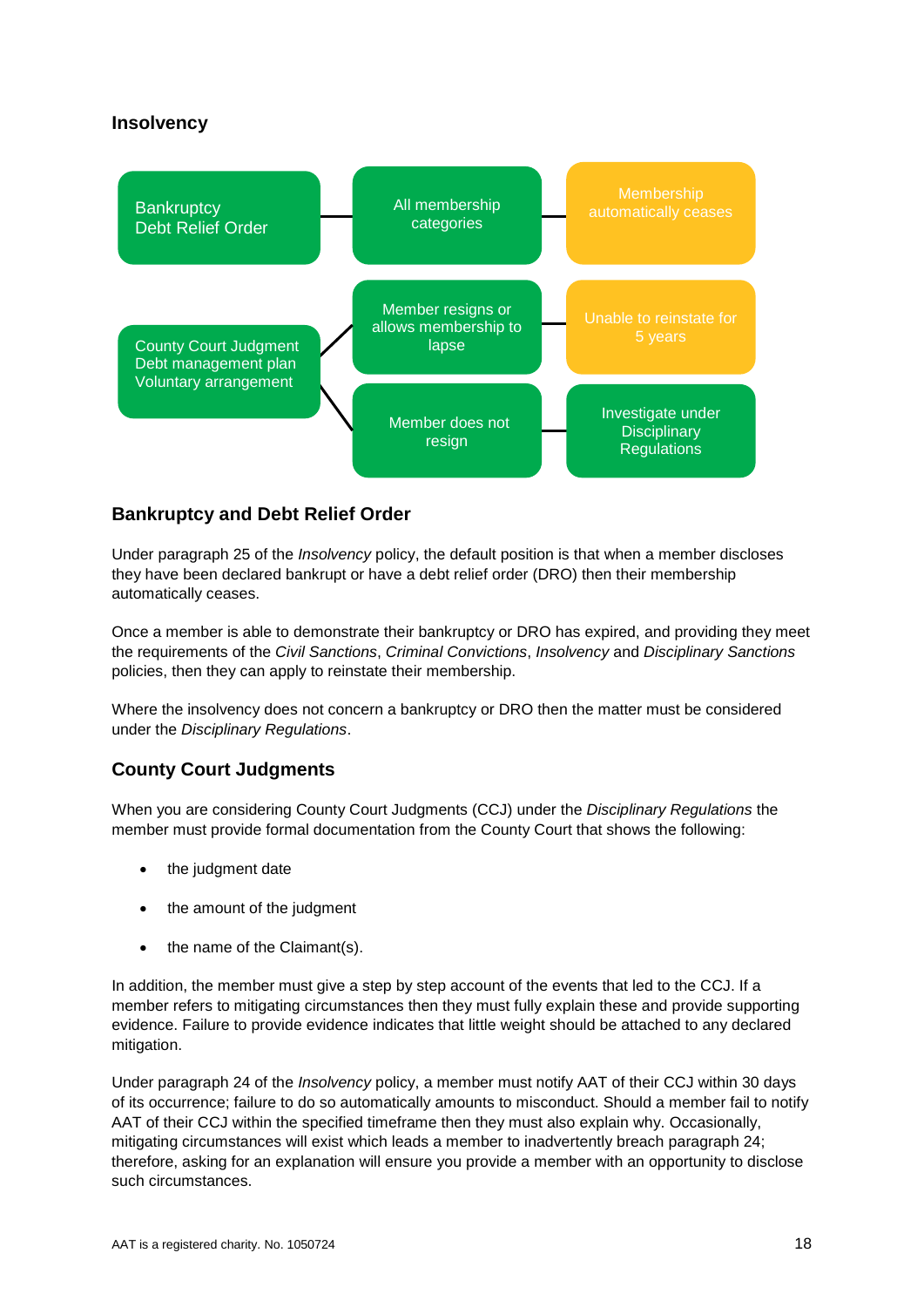## Insolvency

| | | |
|---|---|---|
| Bankruptcy<br>Debt Relief Order | All membership categories | Membership automatically ceases |
| County Court Judgment<br>Debt management plan<br>Voluntary arrangement | Member resigns or allows membership to lapse | Unable to reinstate for 5 years |
| | Member does not resign | Investigate under Disciplinary Regulations |

### Bankruptcy and Debt Relief Order

Under paragraph 25 of the *Insolvency* policy, the default position is that when a member discloses they have been declared bankrupt or have a debt relief order (DRO) then their membership automatically ceases.

Once a member is able to demonstrate their bankruptcy or DRO has expired, and providing they meet the requirements of the *Civil Sanctions*, *Criminal Convictions*, *Insolvency* and *Disciplinary Sanctions* policies, then they can apply to reinstate their membership.

Where the insolvency does not concern a bankruptcy or DRO then the matter must be considered under the *Disciplinary Regulations*.

### County Court Judgments

When you are considering County Court Judgments (CCJ) under the *Disciplinary Regulations* the member must provide formal documentation from the County Court that shows the following:

- the judgment date
- the amount of the judgment
- the name of the Claimant(s).

In addition, the member must give a step by step account of the events that led to the CCJ. If a member refers to mitigating circumstances then they must fully explain these and provide supporting evidence. Failure to provide evidence indicates that little weight should be attached to any declared mitigation.

Under paragraph 24 of the *Insolvency* policy, a member must notify AAT of their CCJ within 30 days of its occurrence; failure to do so automatically amounts to misconduct. Should a member fail to notify AAT of their CCJ within the specified timeframe then they must also explain why. Occasionally, mitigating circumstances will exist which leads a member to inadvertently breach paragraph 24; therefore, asking for an explanation will ensure you provide a member with an opportunity to disclose such circumstances.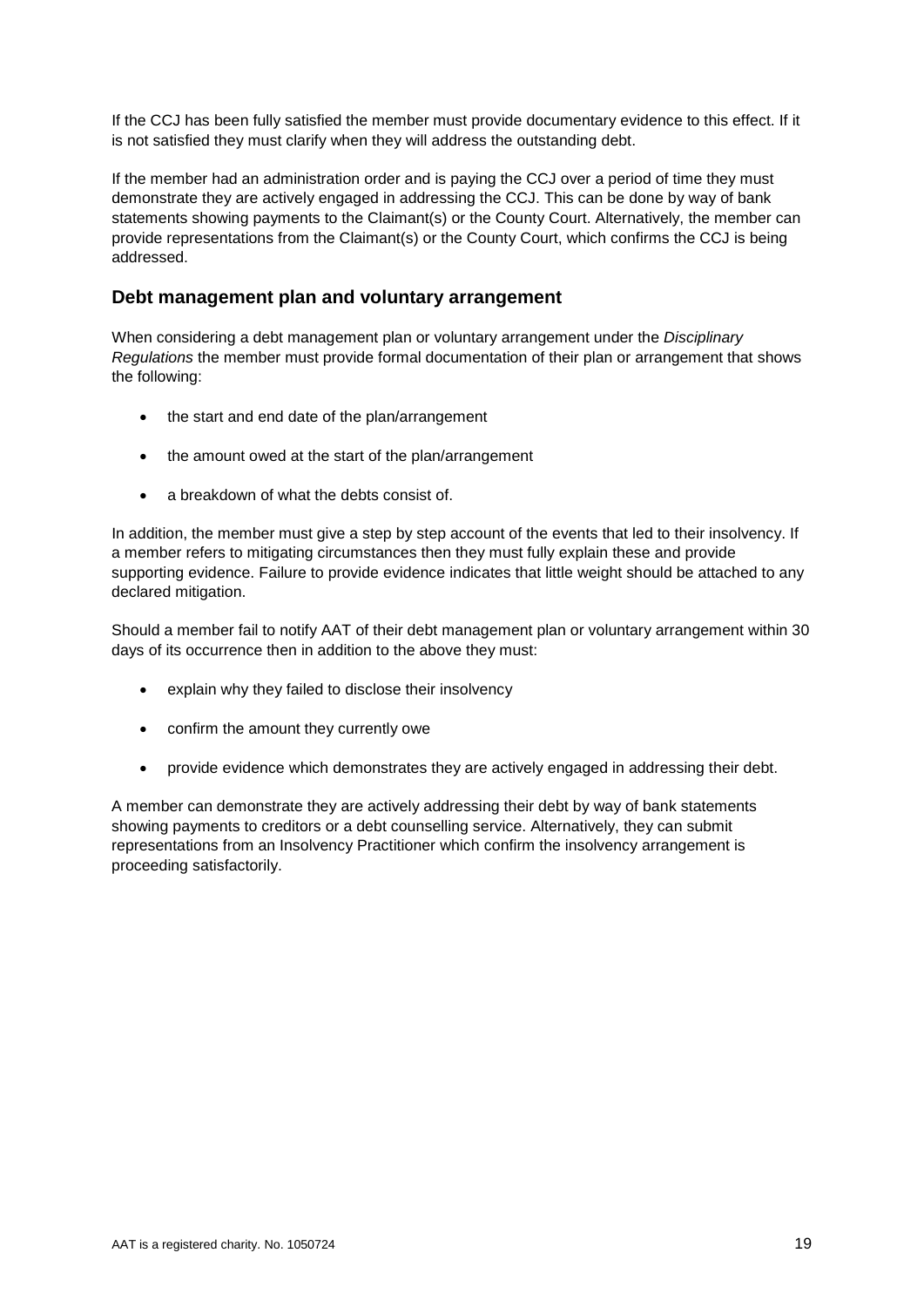If the CCJ has been fully satisfied the member must provide documentary evidence to this effect. If it is not satisfied they must clarify when they will address the outstanding debt.

If the member had an administration order and is paying the CCJ over a period of time they must demonstrate they are actively engaged in addressing the CCJ. This can be done by way of bank statements showing payments to the Claimant(s) or the County Court. Alternatively, the member can provide representations from the Claimant(s) or the County Court, which confirms the CCJ is being addressed.

## Debt management plan and voluntary arrangement

When considering a debt management plan or voluntary arrangement under the *Disciplinary Regulations* the member must provide formal documentation of their plan or arrangement that shows the following:

- the start and end date of the plan/arrangement
- the amount owed at the start of the plan/arrangement
- a breakdown of what the debts consist of.

In addition, the member must give a step by step account of the events that led to their insolvency. If a member refers to mitigating circumstances then they must fully explain these and provide supporting evidence. Failure to provide evidence indicates that little weight should be attached to any declared mitigation.

Should a member fail to notify AAT of their debt management plan or voluntary arrangement within 30 days of its occurrence then in addition to the above they must:

- explain why they failed to disclose their insolvency
- confirm the amount they currently owe
- provide evidence which demonstrates they are actively engaged in addressing their debt.

A member can demonstrate they are actively addressing their debt by way of bank statements showing payments to creditors or a debt counselling service. Alternatively, they can submit representations from an Insolvency Practitioner which confirm the insolvency arrangement is proceeding satisfactorily.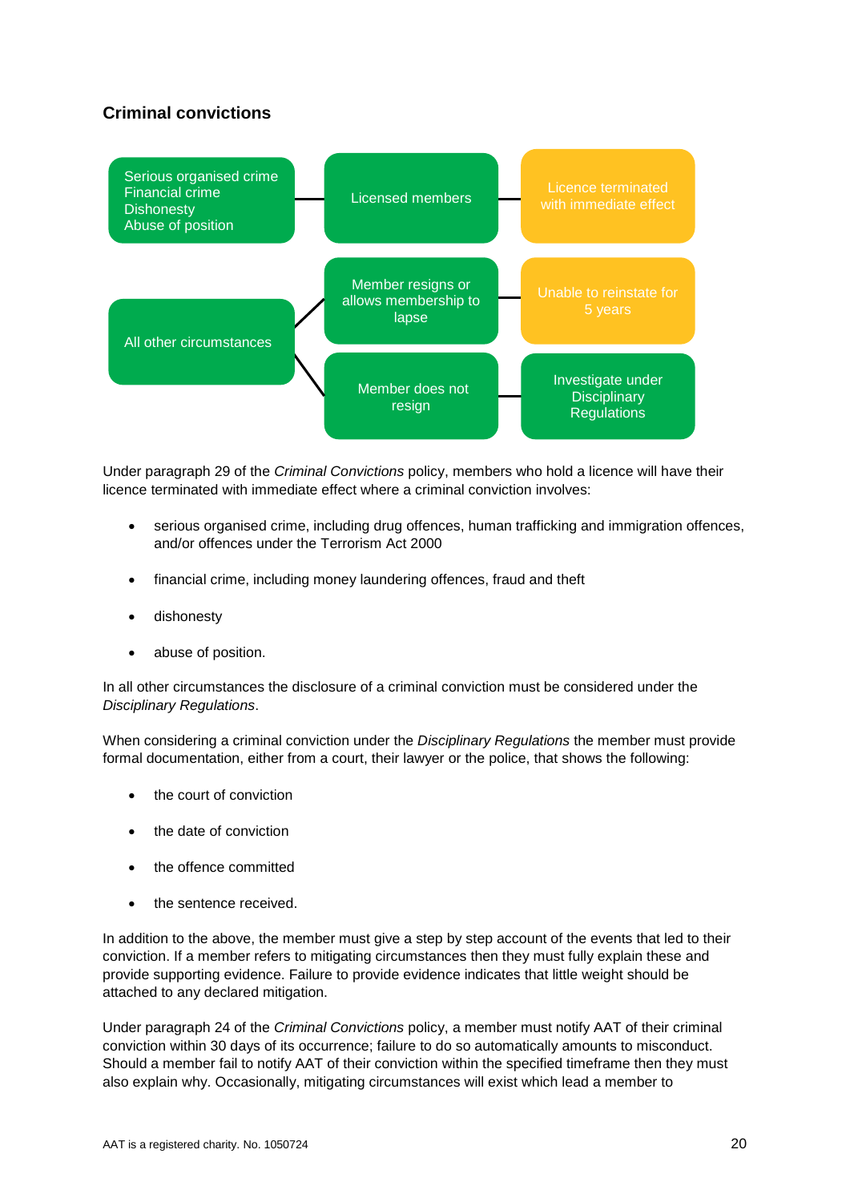## Criminal convictions

Serious organised crime
Financial crime
Dishonesty
Abuse of position

Licensed members

Licence terminated with immediate effect

All other circumstances

Member resigns or allows membership to lapse

Unable to reinstate for 5 years

Member does not resign

Investigate under Disciplinary Regulations

Under paragraph 29 of the *Criminal Convictions* policy, members who hold a licence will have their licence terminated with immediate effect where a criminal conviction involves:

- serious organised crime, including drug offences, human trafficking and immigration offences, and/or offences under the Terrorism Act 2000
- financial crime, including money laundering offences, fraud and theft
- dishonesty
- abuse of position.

In all other circumstances the disclosure of a criminal conviction must be considered under the *Disciplinary Regulations*.

When considering a criminal conviction under the *Disciplinary Regulations* the member must provide formal documentation, either from a court, their lawyer or the police, that shows the following:

- the court of conviction
- the date of conviction
- the offence committed
- the sentence received.

In addition to the above, the member must give a step by step account of the events that led to their conviction. If a member refers to mitigating circumstances then they must fully explain these and provide supporting evidence. Failure to provide evidence indicates that little weight should be attached to any declared mitigation.

Under paragraph 24 of the *Criminal Convictions* policy, a member must notify AAT of their criminal conviction within 30 days of its occurrence; failure to do so automatically amounts to misconduct. Should a member fail to notify AAT of their conviction within the specified timeframe then they must also explain why. Occasionally, mitigating circumstances will exist which lead a member to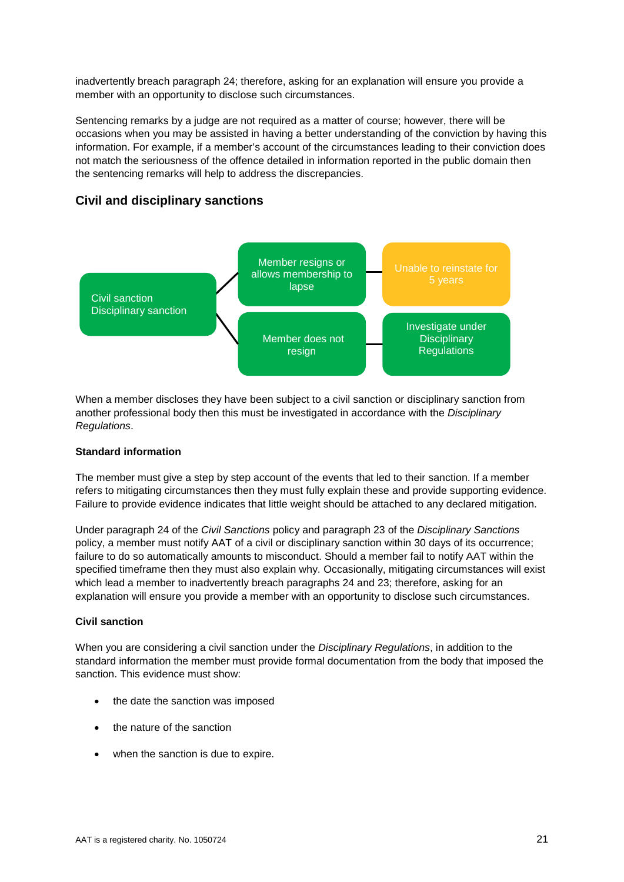inadvertently breach paragraph 24; therefore, asking for an explanation will ensure you provide a member with an opportunity to disclose such circumstances.

Sentencing remarks by a judge are not required as a matter of course; however, there will be occasions when you may be assisted in having a better understanding of the conviction by having this information. For example, if a member's account of the circumstances leading to their conviction does not match the seriousness of the offence detailed in information reported in the public domain then the sentencing remarks will help to address the discrepancies.

## Civil and disciplinary sanctions

Civil sanction
Disciplinary sanction

Member resigns or allows membership to lapse → Unable to reinstate for 5 years

Member does not resign → Investigate under Disciplinary Regulations

When a member discloses they have been subject to a civil sanction or disciplinary sanction from another professional body then this must be investigated in accordance with the *Disciplinary Regulations*.

**Standard information**

The member must give a step by step account of the events that led to their sanction. If a member refers to mitigating circumstances then they must fully explain these and provide supporting evidence. Failure to provide evidence indicates that little weight should be attached to any declared mitigation.

Under paragraph 24 of the *Civil Sanctions* policy and paragraph 23 of the *Disciplinary Sanctions* policy, a member must notify AAT of a civil or disciplinary sanction within 30 days of its occurrence; failure to do so automatically amounts to misconduct. Should a member fail to notify AAT within the specified timeframe then they must also explain why. Occasionally, mitigating circumstances will exist which lead a member to inadvertently breach paragraphs 24 and 23; therefore, asking for an explanation will ensure you provide a member with an opportunity to disclose such circumstances.

**Civil sanction**

When you are considering a civil sanction under the *Disciplinary Regulations*, in addition to the standard information the member must provide formal documentation from the body that imposed the sanction. This evidence must show:

- the date the sanction was imposed
- the nature of the sanction
- when the sanction is due to expire.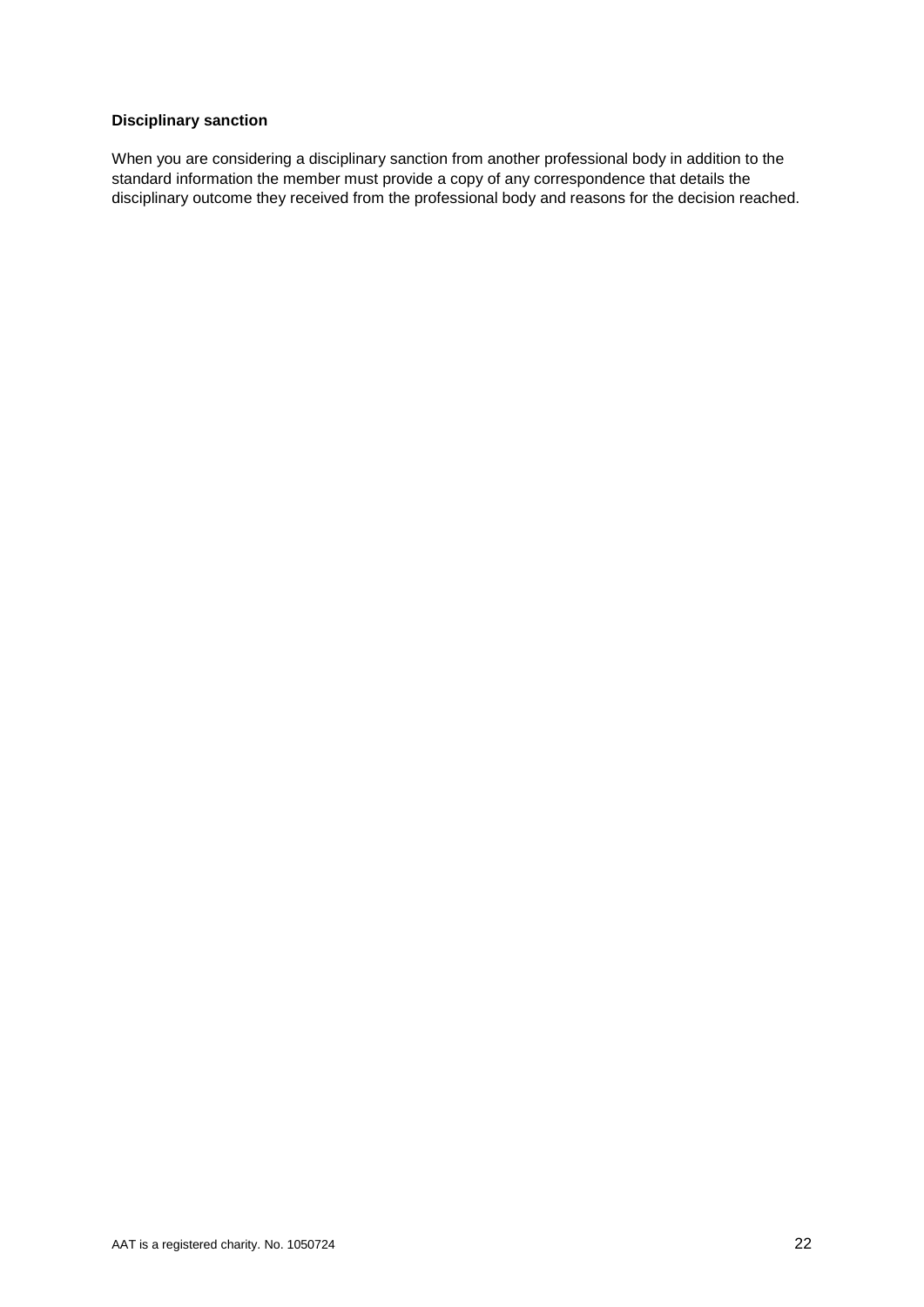**Disciplinary sanction**

When you are considering a disciplinary sanction from another professional body in addition to the standard information the member must provide a copy of any correspondence that details the disciplinary outcome they received from the professional body and reasons for the decision reached.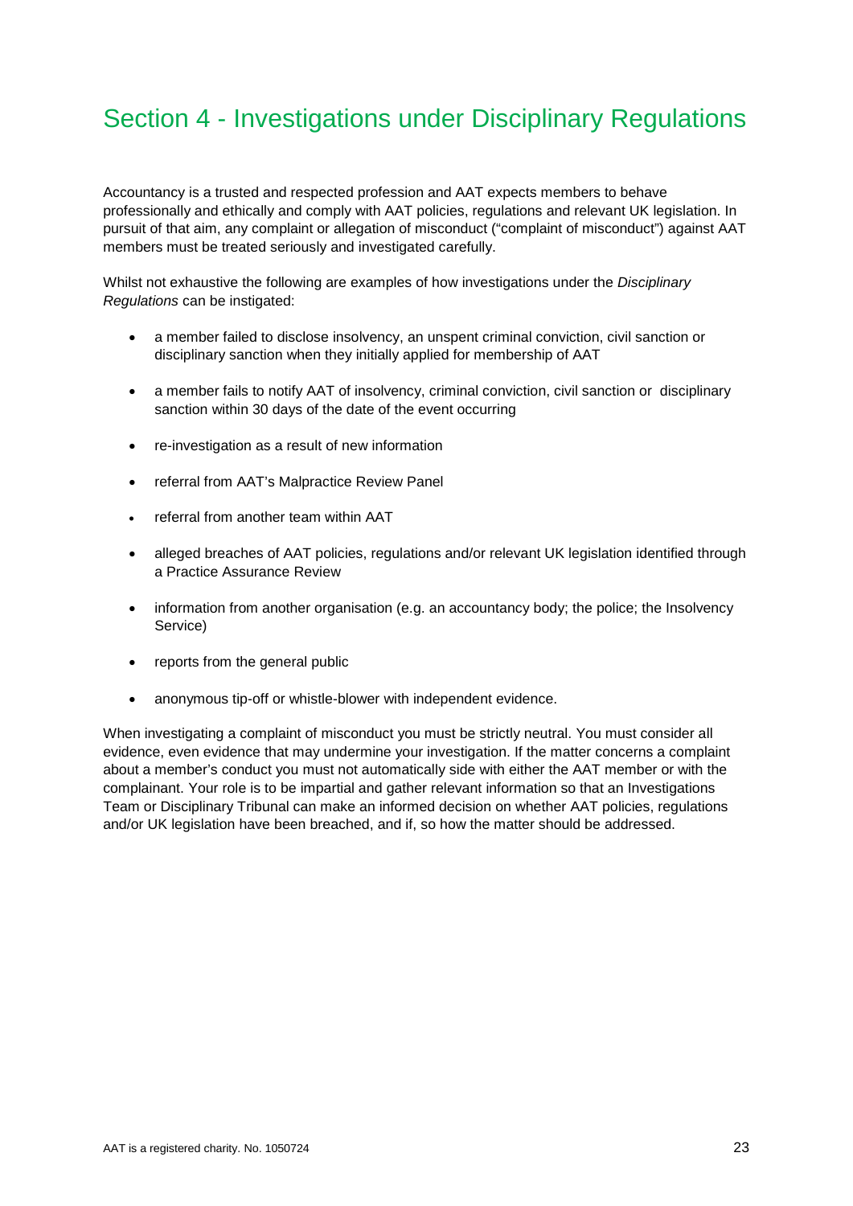# Section 4 - Investigations under Disciplinary Regulations

Accountancy is a trusted and respected profession and AAT expects members to behave professionally and ethically and comply with AAT policies, regulations and relevant UK legislation. In pursuit of that aim, any complaint or allegation of misconduct ("complaint of misconduct") against AAT members must be treated seriously and investigated carefully.

Whilst not exhaustive the following are examples of how investigations under the *Disciplinary Regulations* can be instigated:

- a member failed to disclose insolvency, an unspent criminal conviction, civil sanction or disciplinary sanction when they initially applied for membership of AAT
- a member fails to notify AAT of insolvency, criminal conviction, civil sanction or disciplinary sanction within 30 days of the date of the event occurring
- re-investigation as a result of new information
- referral from AAT's Malpractice Review Panel
- referral from another team within AAT
- alleged breaches of AAT policies, regulations and/or relevant UK legislation identified through a Practice Assurance Review
- information from another organisation (e.g. an accountancy body; the police; the Insolvency Service)
- reports from the general public
- anonymous tip-off or whistle-blower with independent evidence.

When investigating a complaint of misconduct you must be strictly neutral. You must consider all evidence, even evidence that may undermine your investigation. If the matter concerns a complaint about a member's conduct you must not automatically side with either the AAT member or with the complainant. Your role is to be impartial and gather relevant information so that an Investigations Team or Disciplinary Tribunal can make an informed decision on whether AAT policies, regulations and/or UK legislation have been breached, and if, so how the matter should be addressed.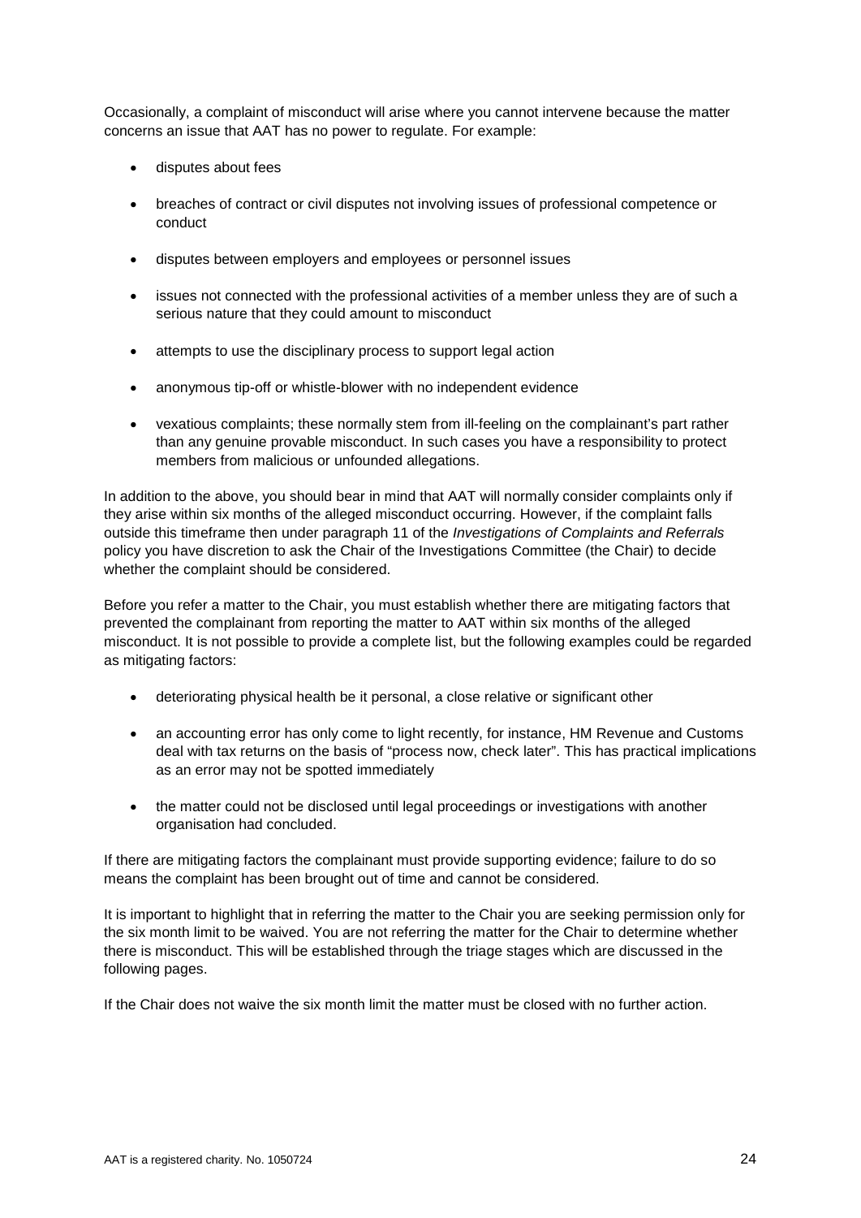Occasionally, a complaint of misconduct will arise where you cannot intervene because the matter concerns an issue that AAT has no power to regulate. For example:

- disputes about fees
- breaches of contract or civil disputes not involving issues of professional competence or conduct
- disputes between employers and employees or personnel issues
- issues not connected with the professional activities of a member unless they are of such a serious nature that they could amount to misconduct
- attempts to use the disciplinary process to support legal action
- anonymous tip-off or whistle-blower with no independent evidence
- vexatious complaints; these normally stem from ill-feeling on the complainant's part rather than any genuine provable misconduct. In such cases you have a responsibility to protect members from malicious or unfounded allegations.

In addition to the above, you should bear in mind that AAT will normally consider complaints only if they arise within six months of the alleged misconduct occurring. However, if the complaint falls outside this timeframe then under paragraph 11 of the *Investigations of Complaints and Referrals* policy you have discretion to ask the Chair of the Investigations Committee (the Chair) to decide whether the complaint should be considered.

Before you refer a matter to the Chair, you must establish whether there are mitigating factors that prevented the complainant from reporting the matter to AAT within six months of the alleged misconduct. It is not possible to provide a complete list, but the following examples could be regarded as mitigating factors:

- deteriorating physical health be it personal, a close relative or significant other
- an accounting error has only come to light recently, for instance, HM Revenue and Customs deal with tax returns on the basis of "process now, check later". This has practical implications as an error may not be spotted immediately
- the matter could not be disclosed until legal proceedings or investigations with another organisation had concluded.

If there are mitigating factors the complainant must provide supporting evidence; failure to do so means the complaint has been brought out of time and cannot be considered.

It is important to highlight that in referring the matter to the Chair you are seeking permission only for the six month limit to be waived. You are not referring the matter for the Chair to determine whether there is misconduct. This will be established through the triage stages which are discussed in the following pages.

If the Chair does not waive the six month limit the matter must be closed with no further action.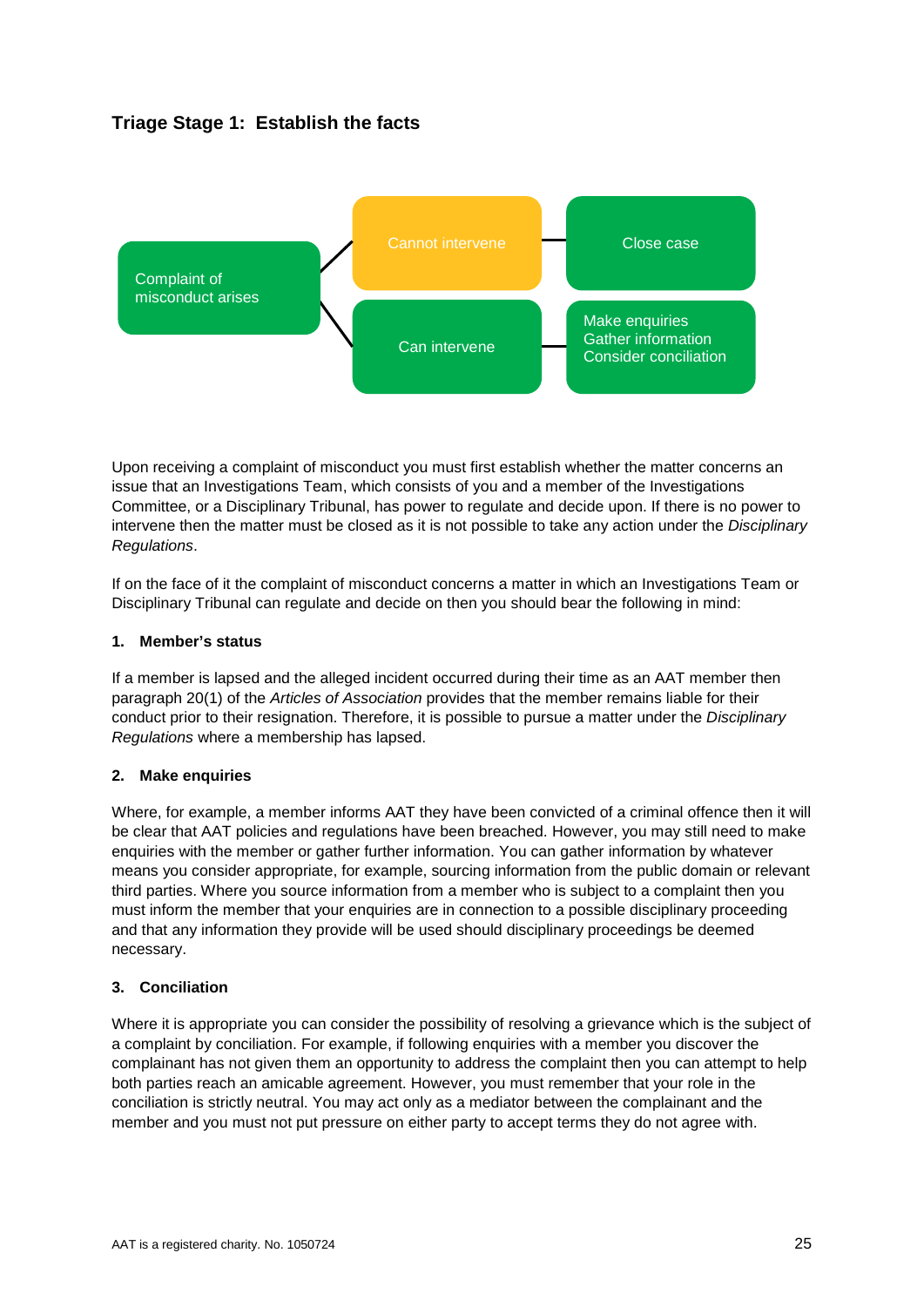## Triage Stage 1: Establish the facts

Complaint of misconduct arises → Cannot intervene → Close case

Complaint of misconduct arises → Can intervene → Make enquiries, Gather information, Consider conciliation

Upon receiving a complaint of misconduct you must first establish whether the matter concerns an issue that an Investigations Team, which consists of you and a member of the Investigations Committee, or a Disciplinary Tribunal, has power to regulate and decide upon. If there is no power to intervene then the matter must be closed as it is not possible to take any action under the *Disciplinary Regulations*.

If on the face of it the complaint of misconduct concerns a matter in which an Investigations Team or Disciplinary Tribunal can regulate and decide on then you should bear the following in mind:

**1. Member's status**

If a member is lapsed and the alleged incident occurred during their time as an AAT member then paragraph 20(1) of the *Articles of Association* provides that the member remains liable for their conduct prior to their resignation. Therefore, it is possible to pursue a matter under the *Disciplinary Regulations* where a membership has lapsed.

**2. Make enquiries**

Where, for example, a member informs AAT they have been convicted of a criminal offence then it will be clear that AAT policies and regulations have been breached. However, you may still need to make enquiries with the member or gather further information. You can gather information by whatever means you consider appropriate, for example, sourcing information from the public domain or relevant third parties. Where you source information from a member who is subject to a complaint then you must inform the member that your enquiries are in connection to a possible disciplinary proceeding and that any information they provide will be used should disciplinary proceedings be deemed necessary.

**3. Conciliation**

Where it is appropriate you can consider the possibility of resolving a grievance which is the subject of a complaint by conciliation. For example, if following enquiries with a member you discover the complainant has not given them an opportunity to address the complaint then you can attempt to help both parties reach an amicable agreement. However, you must remember that your role in the conciliation is strictly neutral. You may act only as a mediator between the complainant and the member and you must not put pressure on either party to accept terms they do not agree with.

AAT is a registered charity. No. 1050724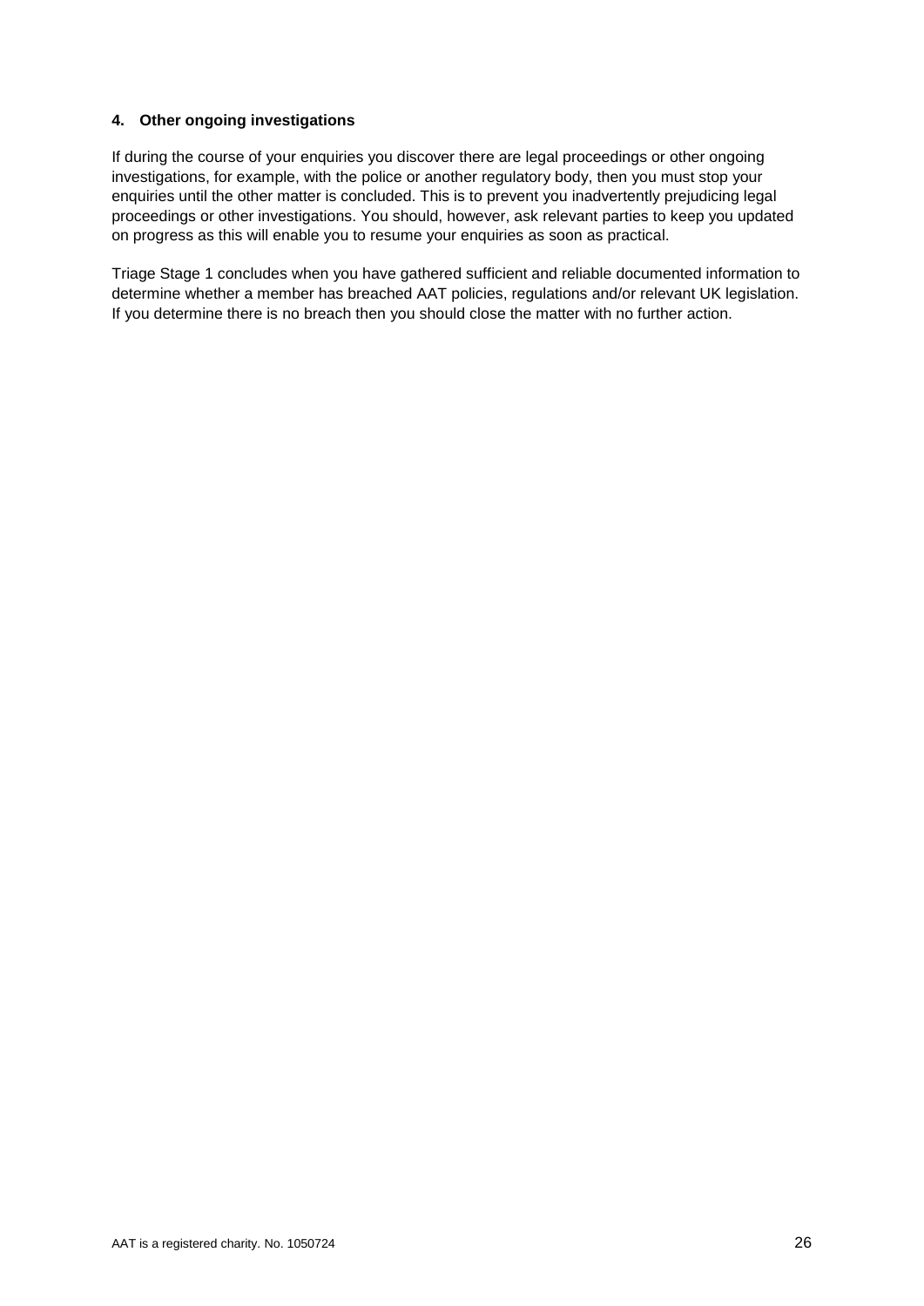#### 4. Other ongoing investigations

If during the course of your enquiries you discover there are legal proceedings or other ongoing investigations, for example, with the police or another regulatory body, then you must stop your enquiries until the other matter is concluded. This is to prevent you inadvertently prejudicing legal proceedings or other investigations. You should, however, ask relevant parties to keep you updated on progress as this will enable you to resume your enquiries as soon as practical.

Triage Stage 1 concludes when you have gathered sufficient and reliable documented information to determine whether a member has breached AAT policies, regulations and/or relevant UK legislation. If you determine there is no breach then you should close the matter with no further action.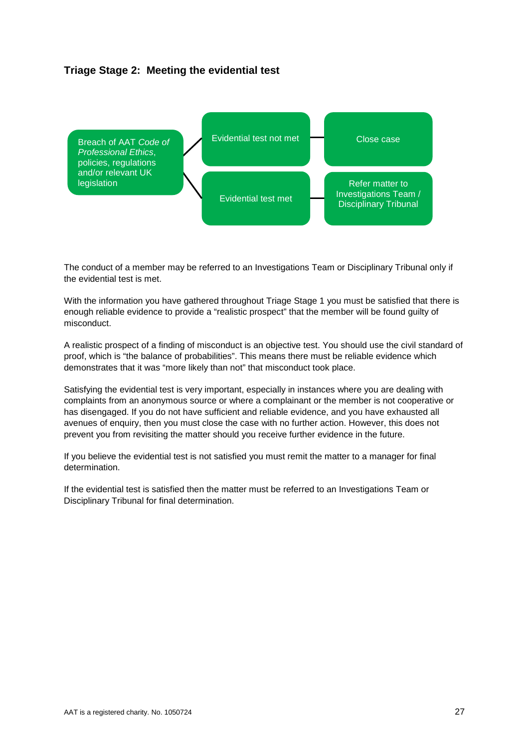### Triage Stage 2: Meeting the evidential test

Breach of AAT *Code of Professional Ethics*, policies, regulations and/or relevant UK legislation

- Evidential test not met → Close case
- Evidential test met → Refer matter to Investigations Team / Disciplinary Tribunal

The conduct of a member may be referred to an Investigations Team or Disciplinary Tribunal only if the evidential test is met.

With the information you have gathered throughout Triage Stage 1 you must be satisfied that there is enough reliable evidence to provide a "realistic prospect" that the member will be found guilty of misconduct.

A realistic prospect of a finding of misconduct is an objective test. You should use the civil standard of proof, which is "the balance of probabilities". This means there must be reliable evidence which demonstrates that it was "more likely than not" that misconduct took place.

Satisfying the evidential test is very important, especially in instances where you are dealing with complaints from an anonymous source or where a complainant or the member is not cooperative or has disengaged. If you do not have sufficient and reliable evidence, and you have exhausted all avenues of enquiry, then you must close the case with no further action. However, this does not prevent you from revisiting the matter should you receive further evidence in the future.

If you believe the evidential test is not satisfied you must remit the matter to a manager for final determination.

If the evidential test is satisfied then the matter must be referred to an Investigations Team or Disciplinary Tribunal for final determination.

AAT is a registered charity. No. 1050724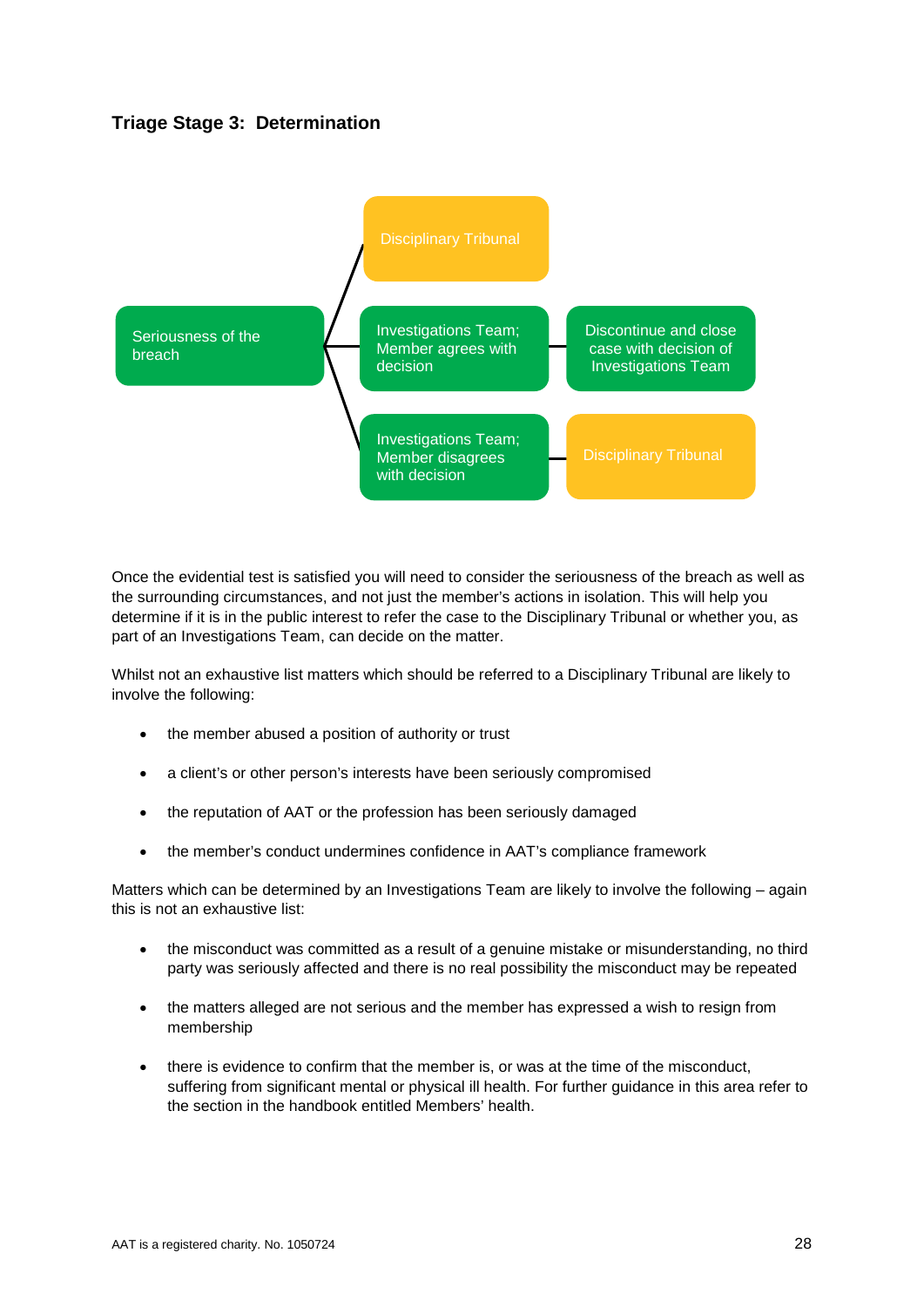### Triage Stage 3: Determination

Seriousness of the breach

- Disciplinary Tribunal
- Investigations Team; Member agrees with decision → Discontinue and close case with decision of Investigations Team
- Investigations Team; Member disagrees with decision → Disciplinary Tribunal

Once the evidential test is satisfied you will need to consider the seriousness of the breach as well as the surrounding circumstances, and not just the member's actions in isolation. This will help you determine if it is in the public interest to refer the case to the Disciplinary Tribunal or whether you, as part of an Investigations Team, can decide on the matter.

Whilst not an exhaustive list matters which should be referred to a Disciplinary Tribunal are likely to involve the following:

- the member abused a position of authority or trust
- a client's or other person's interests have been seriously compromised
- the reputation of AAT or the profession has been seriously damaged
- the member's conduct undermines confidence in AAT's compliance framework

Matters which can be determined by an Investigations Team are likely to involve the following – again this is not an exhaustive list:

- the misconduct was committed as a result of a genuine mistake or misunderstanding, no third party was seriously affected and there is no real possibility the misconduct may be repeated
- the matters alleged are not serious and the member has expressed a wish to resign from membership
- there is evidence to confirm that the member is, or was at the time of the misconduct, suffering from significant mental or physical ill health. For further guidance in this area refer to the section in the handbook entitled Members' health.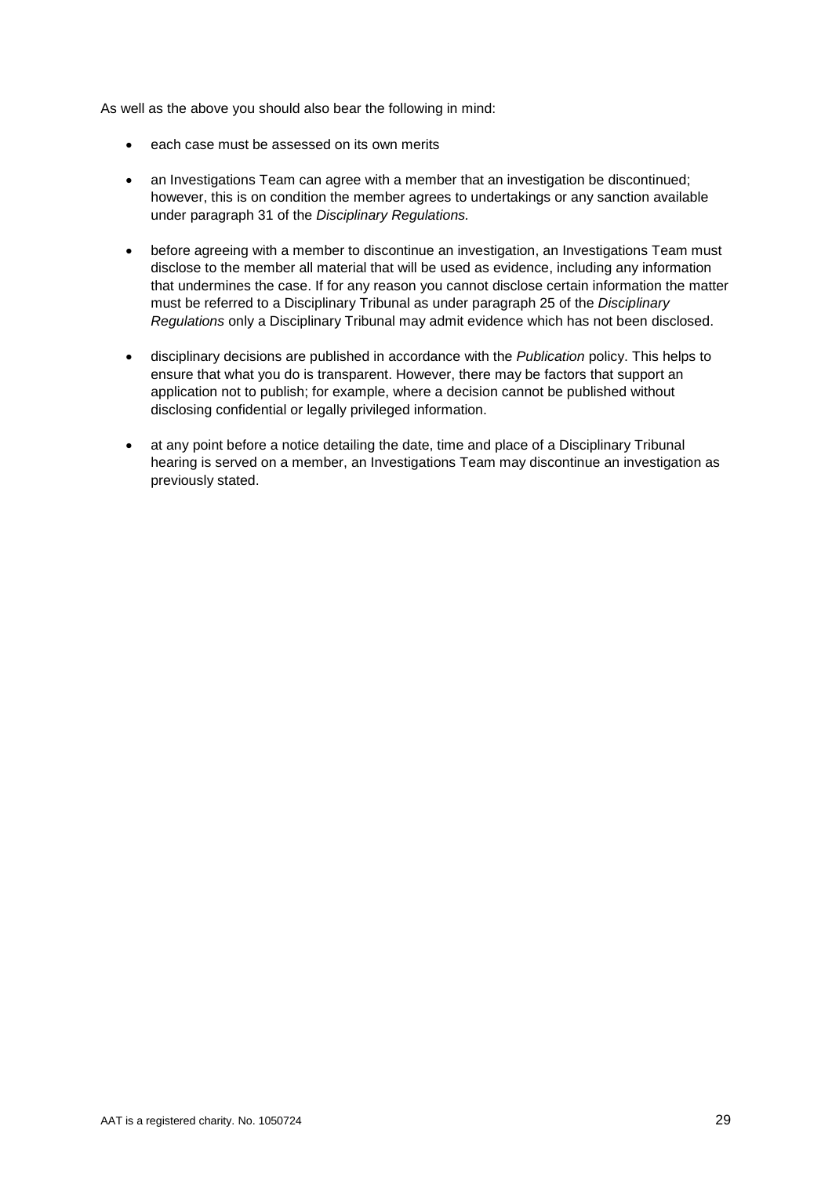As well as the above you should also bear the following in mind:

- each case must be assessed on its own merits
- an Investigations Team can agree with a member that an investigation be discontinued; however, this is on condition the member agrees to undertakings or any sanction available under paragraph 31 of the *Disciplinary Regulations.*
- before agreeing with a member to discontinue an investigation, an Investigations Team must disclose to the member all material that will be used as evidence, including any information that undermines the case. If for any reason you cannot disclose certain information the matter must be referred to a Disciplinary Tribunal as under paragraph 25 of the *Disciplinary Regulations* only a Disciplinary Tribunal may admit evidence which has not been disclosed.
- disciplinary decisions are published in accordance with the *Publication* policy. This helps to ensure that what you do is transparent. However, there may be factors that support an application not to publish; for example, where a decision cannot be published without disclosing confidential or legally privileged information.
- at any point before a notice detailing the date, time and place of a Disciplinary Tribunal hearing is served on a member, an Investigations Team may discontinue an investigation as previously stated.

AAT is a registered charity. No. 1050724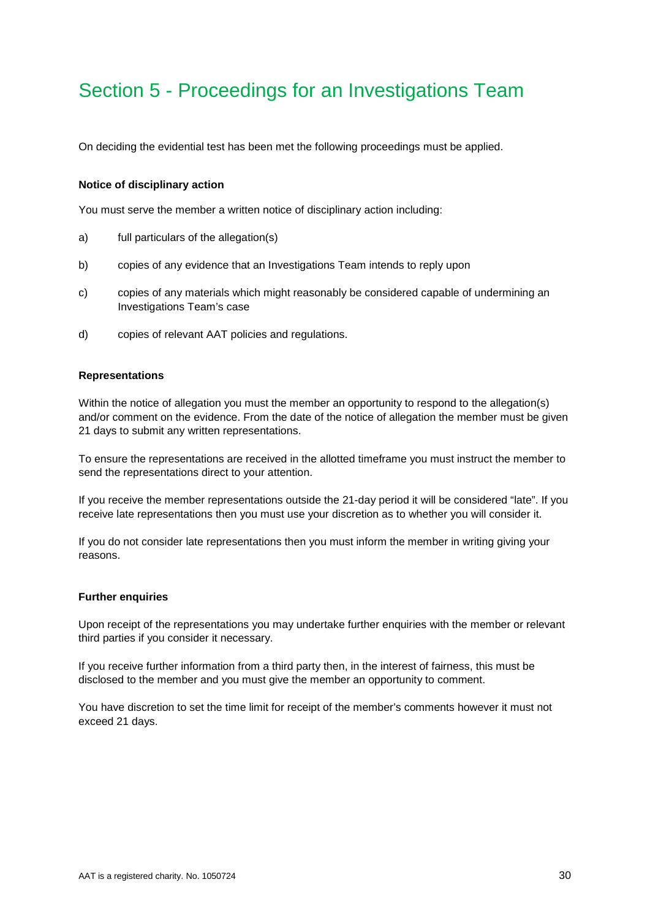# Section 5 - Proceedings for an Investigations Team

On deciding the evidential test has been met the following proceedings must be applied.

**Notice of disciplinary action**

You must serve the member a written notice of disciplinary action including:

a) full particulars of the allegation(s)

b) copies of any evidence that an Investigations Team intends to reply upon

c) copies of any materials which might reasonably be considered capable of undermining an Investigations Team's case

d) copies of relevant AAT policies and regulations.

**Representations**

Within the notice of allegation you must the member an opportunity to respond to the allegation(s) and/or comment on the evidence. From the date of the notice of allegation the member must be given 21 days to submit any written representations.

To ensure the representations are received in the allotted timeframe you must instruct the member to send the representations direct to your attention.

If you receive the member representations outside the 21-day period it will be considered "late". If you receive late representations then you must use your discretion as to whether you will consider it.

If you do not consider late representations then you must inform the member in writing giving your reasons.

**Further enquiries**

Upon receipt of the representations you may undertake further enquiries with the member or relevant third parties if you consider it necessary.

If you receive further information from a third party then, in the interest of fairness, this must be disclosed to the member and you must give the member an opportunity to comment.

You have discretion to set the time limit for receipt of the member's comments however it must not exceed 21 days.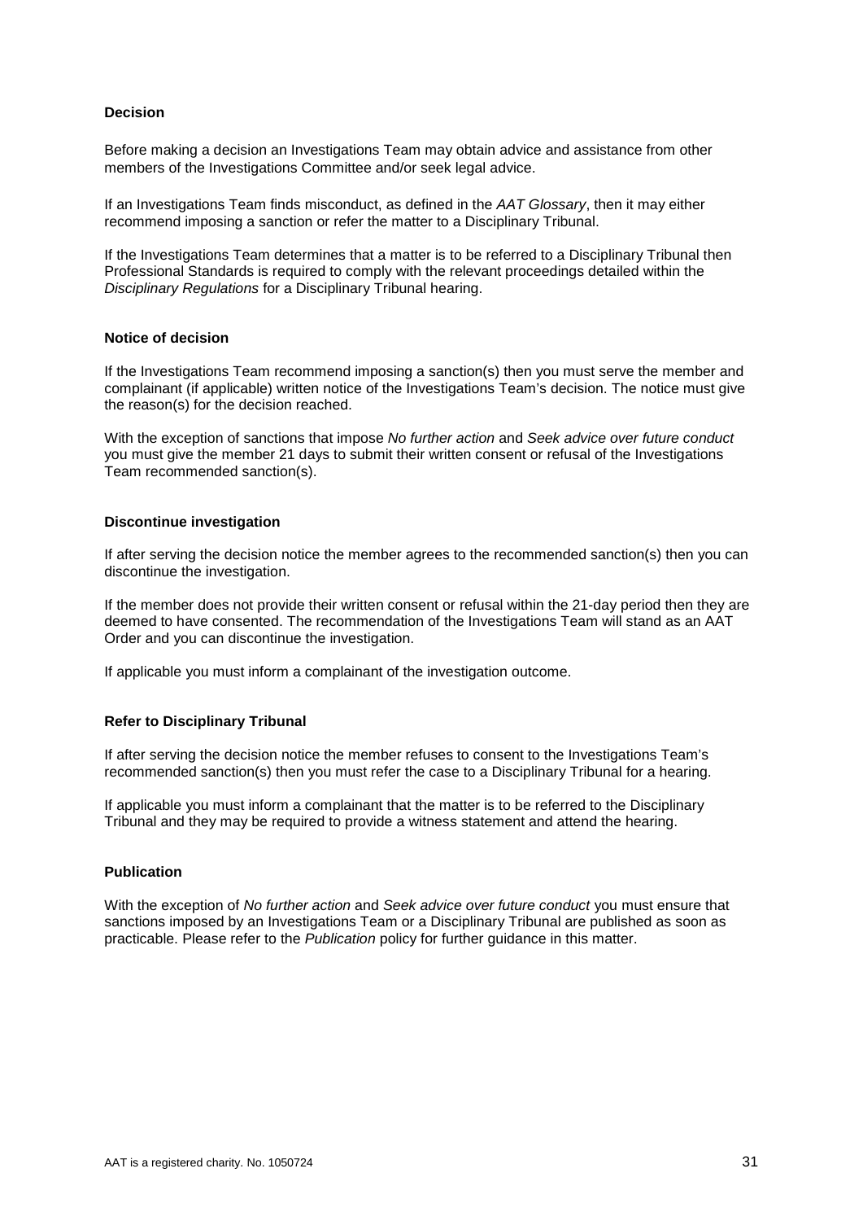**Decision**

Before making a decision an Investigations Team may obtain advice and assistance from other members of the Investigations Committee and/or seek legal advice.

If an Investigations Team finds misconduct, as defined in the *AAT Glossary*, then it may either recommend imposing a sanction or refer the matter to a Disciplinary Tribunal.

If the Investigations Team determines that a matter is to be referred to a Disciplinary Tribunal then Professional Standards is required to comply with the relevant proceedings detailed within the *Disciplinary Regulations* for a Disciplinary Tribunal hearing.

**Notice of decision**

If the Investigations Team recommend imposing a sanction(s) then you must serve the member and complainant (if applicable) written notice of the Investigations Team's decision. The notice must give the reason(s) for the decision reached.

With the exception of sanctions that impose *No further action* and *Seek advice over future conduct* you must give the member 21 days to submit their written consent or refusal of the Investigations Team recommended sanction(s).

**Discontinue investigation**

If after serving the decision notice the member agrees to the recommended sanction(s) then you can discontinue the investigation.

If the member does not provide their written consent or refusal within the 21-day period then they are deemed to have consented. The recommendation of the Investigations Team will stand as an AAT Order and you can discontinue the investigation.

If applicable you must inform a complainant of the investigation outcome.

**Refer to Disciplinary Tribunal**

If after serving the decision notice the member refuses to consent to the Investigations Team's recommended sanction(s) then you must refer the case to a Disciplinary Tribunal for a hearing.

If applicable you must inform a complainant that the matter is to be referred to the Disciplinary Tribunal and they may be required to provide a witness statement and attend the hearing.

**Publication**

With the exception of *No further action* and *Seek advice over future conduct* you must ensure that sanctions imposed by an Investigations Team or a Disciplinary Tribunal are published as soon as practicable. Please refer to the *Publication* policy for further guidance in this matter.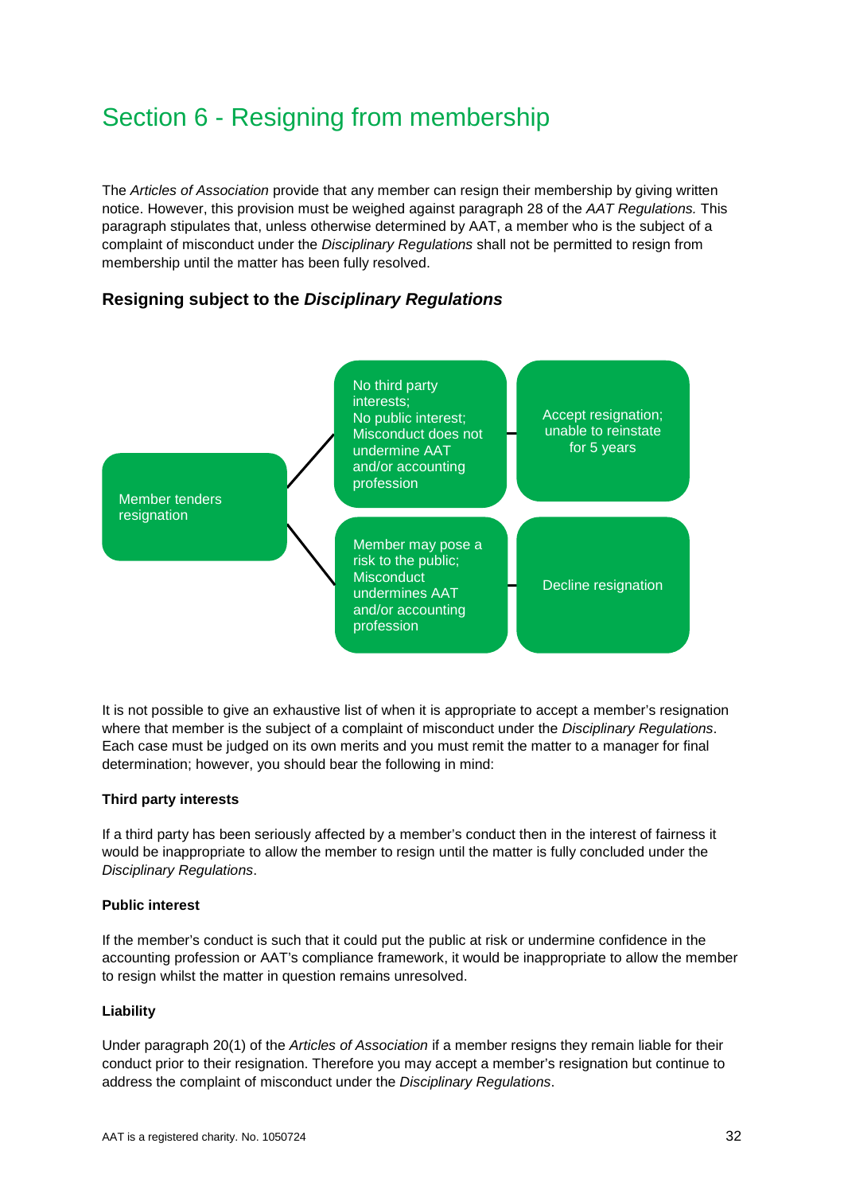# Section 6 - Resigning from membership

The *Articles of Association* provide that any member can resign their membership by giving written notice. However, this provision must be weighed against paragraph 28 of the *AAT Regulations.* This paragraph stipulates that, unless otherwise determined by AAT, a member who is the subject of a complaint of misconduct under the *Disciplinary Regulations* shall not be permitted to resign from membership until the matter has been fully resolved.

### Resigning subject to the *Disciplinary Regulations*

Member tenders resignation

- No third party interests; No public interest; Misconduct does not undermine AAT and/or accounting profession → Accept resignation; unable to reinstate for 5 years
- Member may pose a risk to the public; Misconduct undermines AAT and/or accounting profession → Decline resignation

It is not possible to give an exhaustive list of when it is appropriate to accept a member's resignation where that member is the subject of a complaint of misconduct under the *Disciplinary Regulations*. Each case must be judged on its own merits and you must remit the matter to a manager for final determination; however, you should bear the following in mind:

**Third party interests**

If a third party has been seriously affected by a member's conduct then in the interest of fairness it would be inappropriate to allow the member to resign until the matter is fully concluded under the *Disciplinary Regulations*.

**Public interest**

If the member's conduct is such that it could put the public at risk or undermine confidence in the accounting profession or AAT's compliance framework, it would be inappropriate to allow the member to resign whilst the matter in question remains unresolved.

**Liability**

Under paragraph 20(1) of the *Articles of Association* if a member resigns they remain liable for their conduct prior to their resignation. Therefore you may accept a member's resignation but continue to address the complaint of misconduct under the *Disciplinary Regulations*.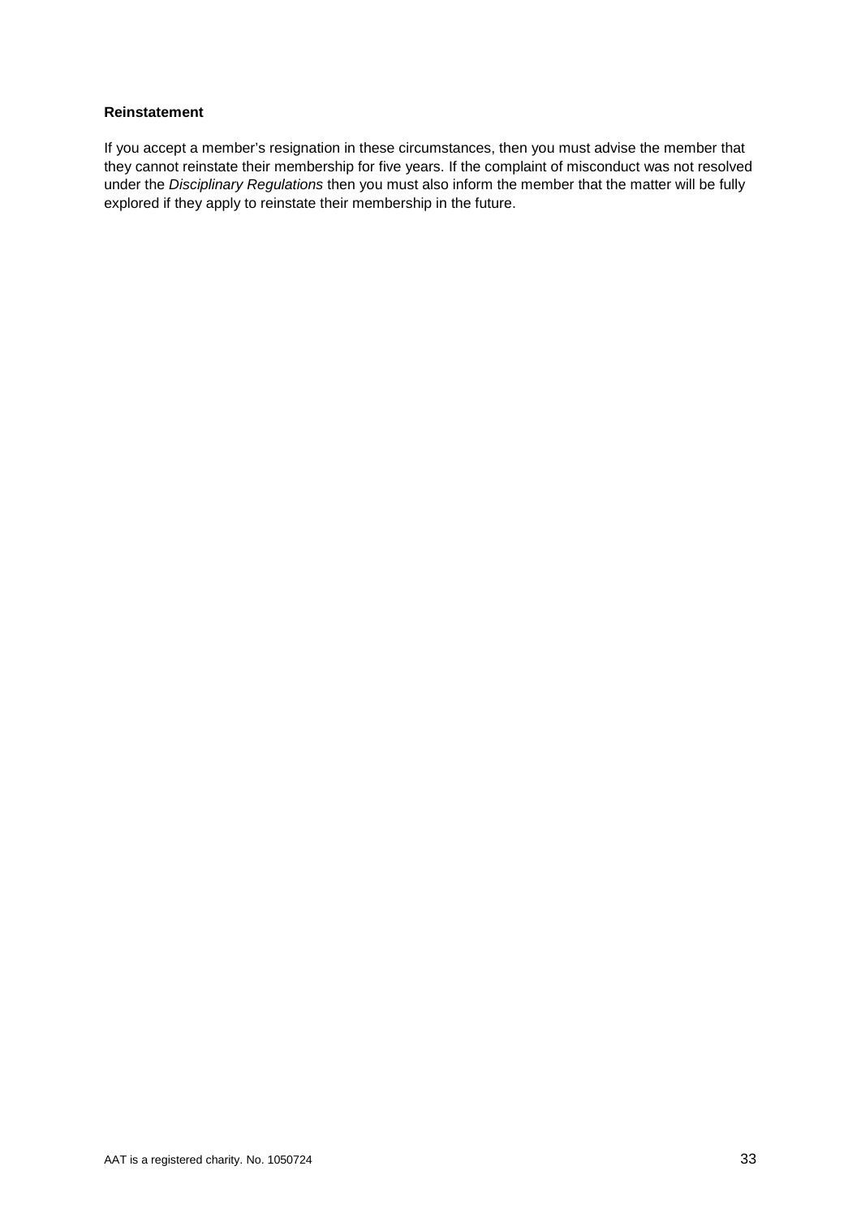**Reinstatement**

If you accept a member's resignation in these circumstances, then you must advise the member that they cannot reinstate their membership for five years. If the complaint of misconduct was not resolved under the *Disciplinary Regulations* then you must also inform the member that the matter will be fully explored if they apply to reinstate their membership in the future.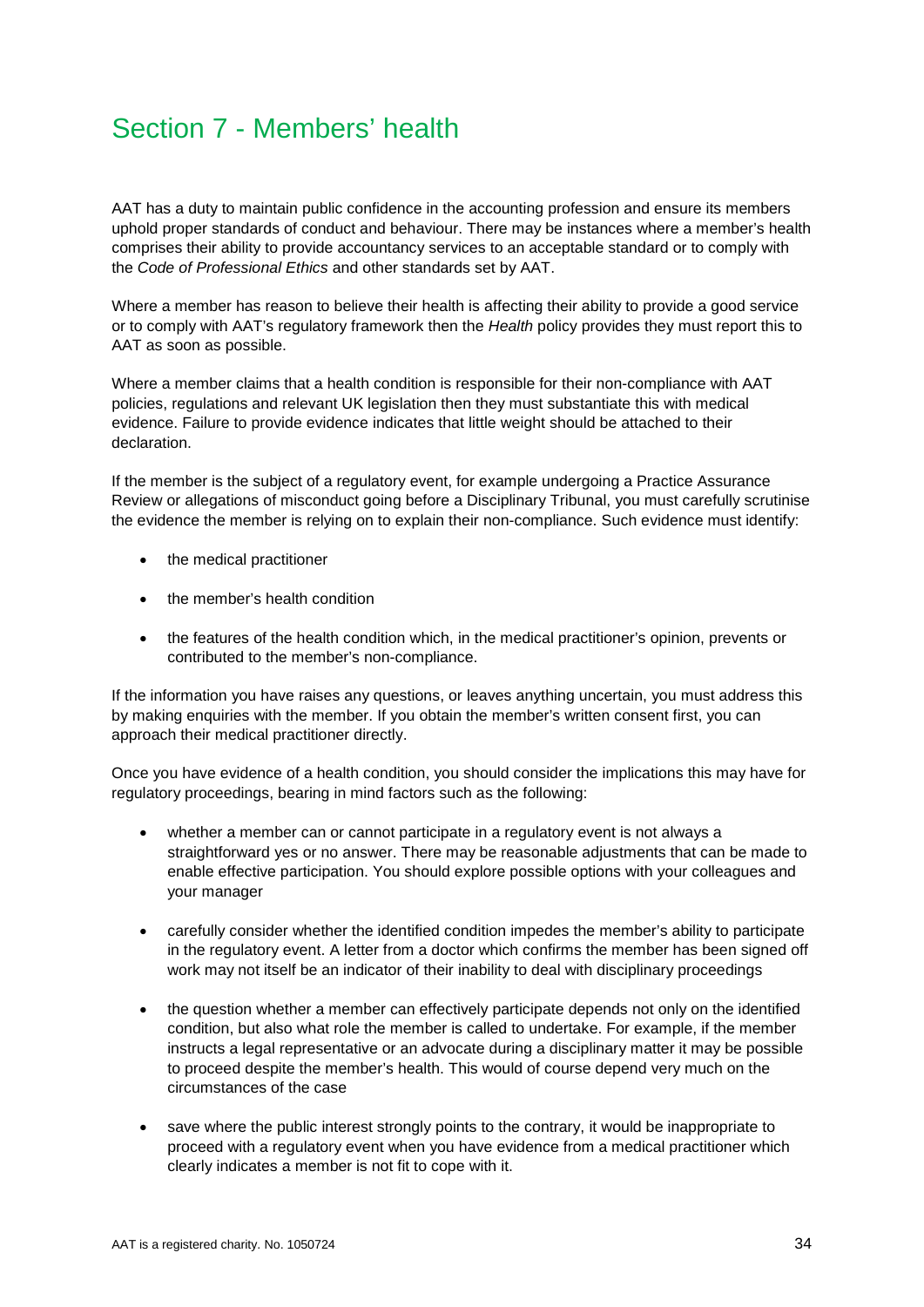# Section 7 - Members' health

AAT has a duty to maintain public confidence in the accounting profession and ensure its members uphold proper standards of conduct and behaviour. There may be instances where a member's health comprises their ability to provide accountancy services to an acceptable standard or to comply with the *Code of Professional Ethics* and other standards set by AAT.

Where a member has reason to believe their health is affecting their ability to provide a good service or to comply with AAT's regulatory framework then the *Health* policy provides they must report this to AAT as soon as possible.

Where a member claims that a health condition is responsible for their non-compliance with AAT policies, regulations and relevant UK legislation then they must substantiate this with medical evidence. Failure to provide evidence indicates that little weight should be attached to their declaration.

If the member is the subject of a regulatory event, for example undergoing a Practice Assurance Review or allegations of misconduct going before a Disciplinary Tribunal, you must carefully scrutinise the evidence the member is relying on to explain their non-compliance. Such evidence must identify:

- the medical practitioner
- the member's health condition
- the features of the health condition which, in the medical practitioner's opinion, prevents or contributed to the member's non-compliance.

If the information you have raises any questions, or leaves anything uncertain, you must address this by making enquiries with the member. If you obtain the member's written consent first, you can approach their medical practitioner directly.

Once you have evidence of a health condition, you should consider the implications this may have for regulatory proceedings, bearing in mind factors such as the following:

- whether a member can or cannot participate in a regulatory event is not always a straightforward yes or no answer. There may be reasonable adjustments that can be made to enable effective participation. You should explore possible options with your colleagues and your manager
- carefully consider whether the identified condition impedes the member's ability to participate in the regulatory event. A letter from a doctor which confirms the member has been signed off work may not itself be an indicator of their inability to deal with disciplinary proceedings
- the question whether a member can effectively participate depends not only on the identified condition, but also what role the member is called to undertake. For example, if the member instructs a legal representative or an advocate during a disciplinary matter it may be possible to proceed despite the member's health. This would of course depend very much on the circumstances of the case
- save where the public interest strongly points to the contrary, it would be inappropriate to proceed with a regulatory event when you have evidence from a medical practitioner which clearly indicates a member is not fit to cope with it.

AAT is a registered charity. No. 1050724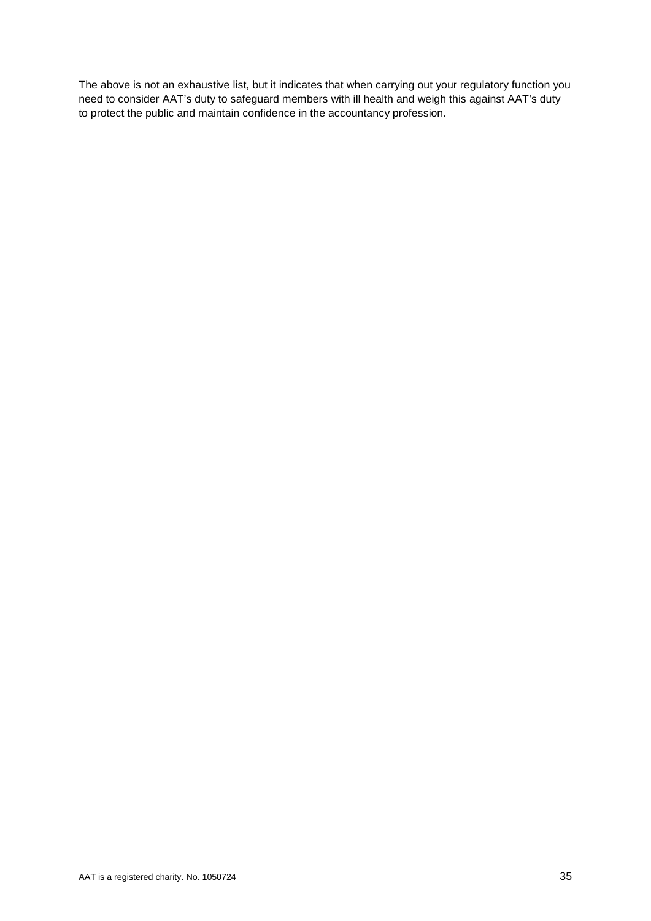The above is not an exhaustive list, but it indicates that when carrying out your regulatory function you need to consider AAT's duty to safeguard members with ill health and weigh this against AAT's duty to protect the public and maintain confidence in the accountancy profession.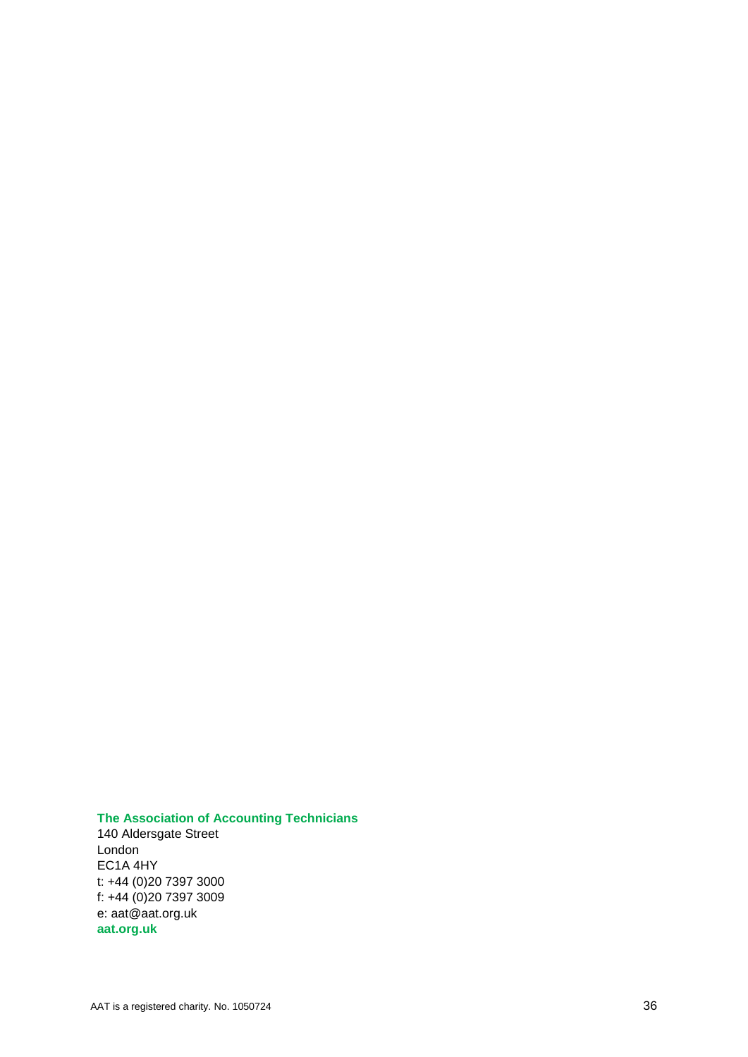**The Association of Accounting Technicians**
140 Aldersgate Street
London
EC1A 4HY
t: +44 (0)20 7397 3000
f: +44 (0)20 7397 3009
e: aat@aat.org.uk
**aat.org.uk**

AAT is a registered charity. No. 1050724